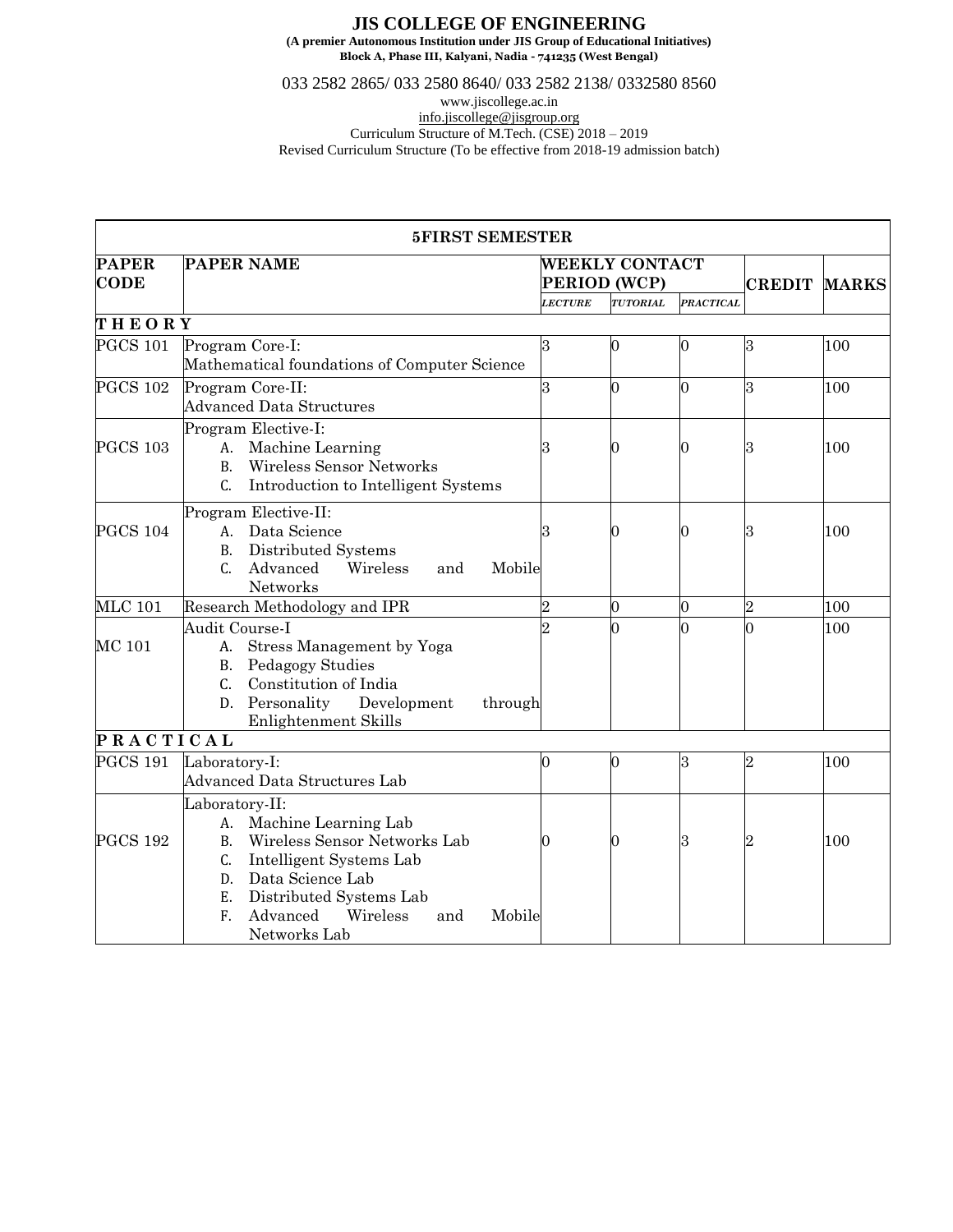# JIS COLLEGE OF ENGINEERING

**(A premier Autonomous Institution under JIS Group of Educational Initiatives)**
**Block A, Phase III, Kalyani, Nadia - 741235 (West Bengal)**

033 2582 2865/ 033 2580 8640/ 033 2582 2138/ 0332580 8560

www.jiscollege.ac.in

info.jiscollege@jisgroup.org

Curriculum Structure of M.Tech. (CSE) 2018 – 2019

Revised Curriculum Structure (To be effective from 2018-19 admission batch)

| **5FIRST SEMESTER** | | | | | | | |
|---|---|---|---|---|---|---|---|
| **PAPER CODE** | **PAPER NAME** | **WEEKLY CONTACT PERIOD (WCP)** | | | **CREDIT** | **MARKS** |
| | | *LECTURE* | *TUTORIAL* | *PRACTICAL* | | |
| **T H E O R Y** | | | | | | |
| PGCS 101 | Program Core-I: Mathematical foundations of Computer Science | 3 | 0 | 0 | 3 | 100 |
| PGCS 102 | Program Core-II: Advanced Data Structures | 3 | 0 | 0 | 3 | 100 |
| PGCS 103 | Program Elective-I: A. Machine Learning B. Wireless Sensor Networks C. Introduction to Intelligent Systems | 3 | 0 | 0 | 3 | 100 |
| PGCS 104 | Program Elective-II: A. Data Science B. Distributed Systems C. Advanced Wireless and Mobile Networks | 3 | 0 | 0 | 3 | 100 |
| MLC 101 | Research Methodology and IPR | 2 | 0 | 0 | 2 | 100 |
| MC 101 | Audit Course-I A. Stress Management by Yoga B. Pedagogy Studies C. Constitution of India D. Personality Development through Enlightenment Skills | 2 | 0 | 0 | 0 | 100 |
| **P R A C T I C A L** | | | | | | |
| PGCS 191 | Laboratory-I: Advanced Data Structures Lab | 0 | 0 | 3 | 2 | 100 |
| PGCS 192 | Laboratory-II: A. Machine Learning Lab B. Wireless Sensor Networks Lab C. Intelligent Systems Lab D. Data Science Lab E. Distributed Systems Lab F. Advanced Wireless and Mobile Networks Lab | 0 | 0 | 3 | 2 | 100 |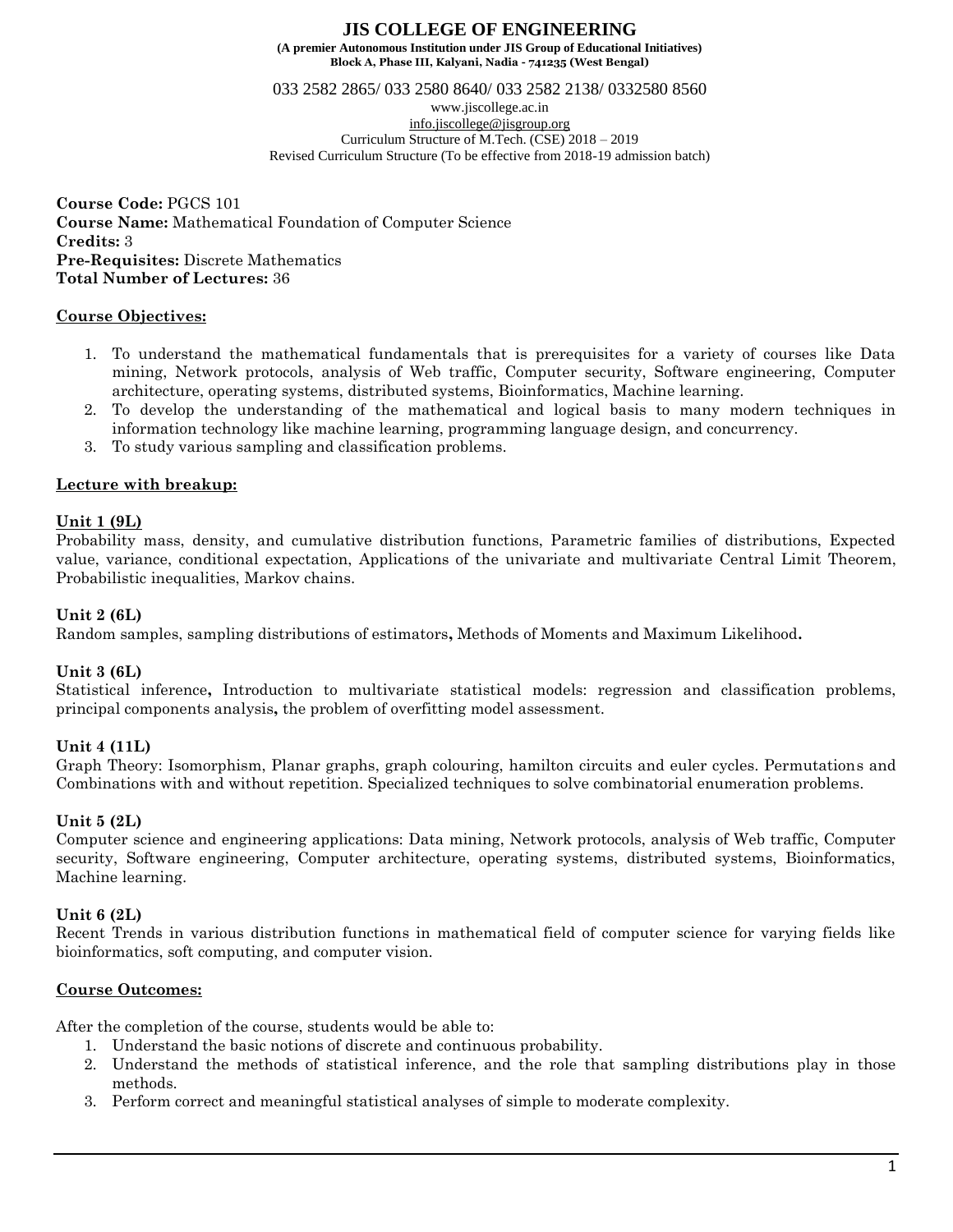# JIS COLLEGE OF ENGINEERING

**(A premier Autonomous Institution under JIS Group of Educational Initiatives)**
**Block A, Phase III, Kalyani, Nadia - 741235 (West Bengal)**

033 2582 2865/ 033 2580 8640/ 033 2582 2138/ 0332580 8560
www.jiscollege.ac.in
info.jiscollege@jisgroup.org
Curriculum Structure of M.Tech. (CSE) 2018 – 2019
Revised Curriculum Structure (To be effective from 2018-19 admission batch)

**Course Code:** PGCS 101
**Course Name:** Mathematical Foundation of Computer Science
**Credits:** 3
**Pre-Requisites:** Discrete Mathematics
**Total Number of Lectures:** 36

## Course Objectives:

1. To understand the mathematical fundamentals that is prerequisites for a variety of courses like Data mining, Network protocols, analysis of Web traffic, Computer security, Software engineering, Computer architecture, operating systems, distributed systems, Bioinformatics, Machine learning.
2. To develop the understanding of the mathematical and logical basis to many modern techniques in information technology like machine learning, programming language design, and concurrency.
3. To study various sampling and classification problems.

## Lecture with breakup:

### Unit 1 (9L)

Probability mass, density, and cumulative distribution functions, Parametric families of distributions, Expected value, variance, conditional expectation, Applications of the univariate and multivariate Central Limit Theorem, Probabilistic inequalities, Markov chains.

### Unit 2 (6L)

Random samples, sampling distributions of estimators**,** Methods of Moments and Maximum Likelihood**.**

### Unit 3 (6L)

Statistical inference**,** Introduction to multivariate statistical models: regression and classification problems, principal components analysis**,** the problem of overfitting model assessment.

### Unit 4 (11L)

Graph Theory: Isomorphism, Planar graphs, graph colouring, hamilton circuits and euler cycles. Permutations and Combinations with and without repetition. Specialized techniques to solve combinatorial enumeration problems.

### Unit 5 (2L)

Computer science and engineering applications: Data mining, Network protocols, analysis of Web traffic, Computer security, Software engineering, Computer architecture, operating systems, distributed systems, Bioinformatics, Machine learning.

### Unit 6 (2L)

Recent Trends in various distribution functions in mathematical field of computer science for varying fields like bioinformatics, soft computing, and computer vision.

## Course Outcomes:

After the completion of the course, students would be able to:

1. Understand the basic notions of discrete and continuous probability.
2. Understand the methods of statistical inference, and the role that sampling distributions play in those methods.
3. Perform correct and meaningful statistical analyses of simple to moderate complexity.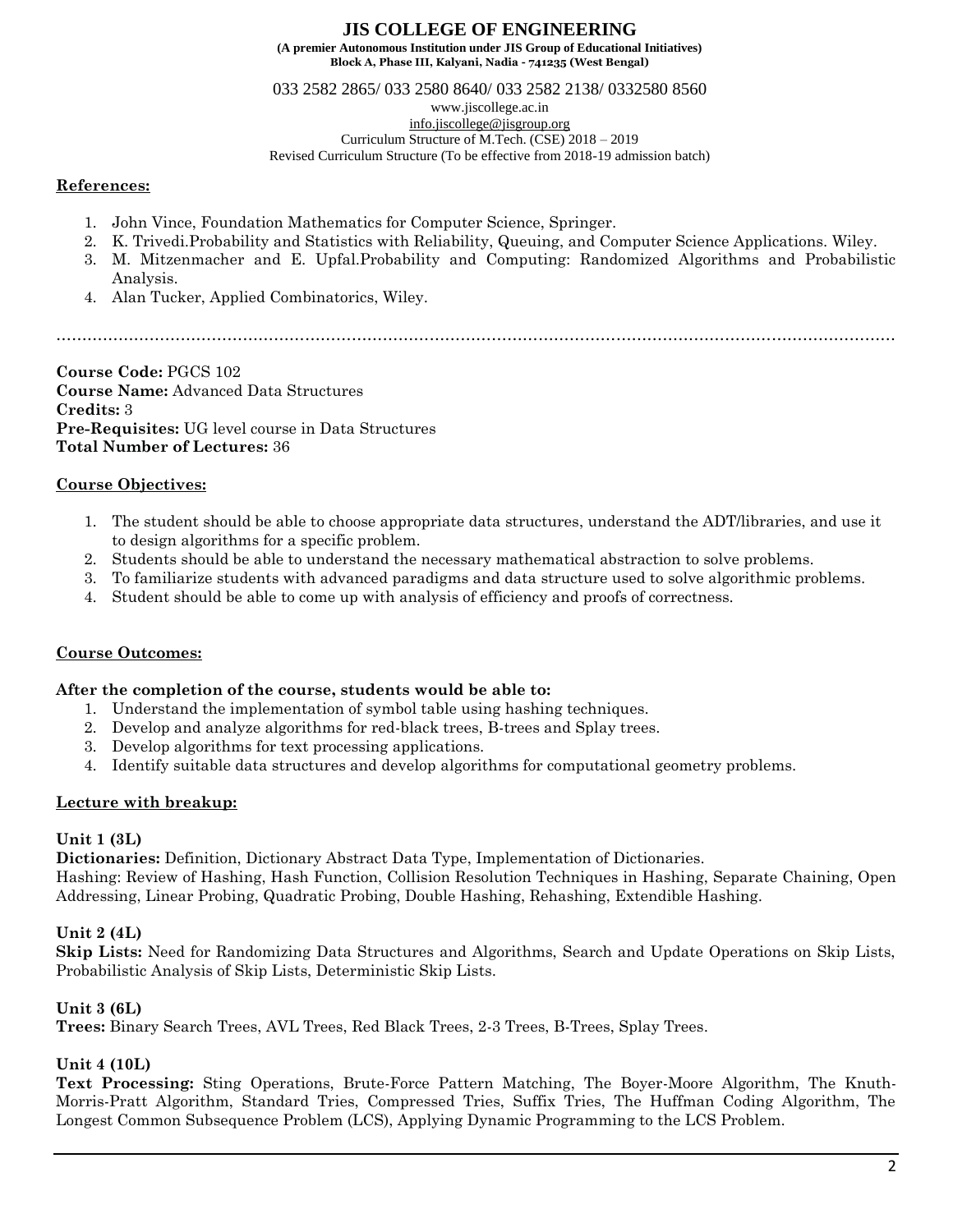## References:

1. John Vince, Foundation Mathematics for Computer Science, Springer.
2. K. Trivedi.Probability and Statistics with Reliability, Queuing, and Computer Science Applications. Wiley.
3. M. Mitzenmacher and E. Upfal.Probability and Computing: Randomized Algorithms and Probabilistic Analysis.
4. Alan Tucker, Applied Combinatorics, Wiley.

………………………………………………………………………………………………………………………………

**Course Code:** PGCS 102
**Course Name:** Advanced Data Structures
**Credits:** 3
**Pre-Requisites:** UG level course in Data Structures
**Total Number of Lectures:** 36

## Course Objectives:

1. The student should be able to choose appropriate data structures, understand the ADT/libraries, and use it to design algorithms for a specific problem.
2. Students should be able to understand the necessary mathematical abstraction to solve problems.
3. To familiarize students with advanced paradigms and data structure used to solve algorithmic problems.
4. Student should be able to come up with analysis of efficiency and proofs of correctness.

## Course Outcomes:

**After the completion of the course, students would be able to:**

1. Understand the implementation of symbol table using hashing techniques.
2. Develop and analyze algorithms for red-black trees, B-trees and Splay trees.
3. Develop algorithms for text processing applications.
4. Identify suitable data structures and develop algorithms for computational geometry problems.

## Lecture with breakup:

**Unit 1 (3L)**

**Dictionaries:** Definition, Dictionary Abstract Data Type, Implementation of Dictionaries.
Hashing: Review of Hashing, Hash Function, Collision Resolution Techniques in Hashing, Separate Chaining, Open Addressing, Linear Probing, Quadratic Probing, Double Hashing, Rehashing, Extendible Hashing.

**Unit 2 (4L)**

**Skip Lists:** Need for Randomizing Data Structures and Algorithms, Search and Update Operations on Skip Lists, Probabilistic Analysis of Skip Lists, Deterministic Skip Lists.

**Unit 3 (6L)**

**Trees:** Binary Search Trees, AVL Trees, Red Black Trees, 2-3 Trees, B-Trees, Splay Trees.

**Unit 4 (10L)**

**Text Processing:** Sting Operations, Brute-Force Pattern Matching, The Boyer-Moore Algorithm, The Knuth-Morris-Pratt Algorithm, Standard Tries, Compressed Tries, Suffix Tries, The Huffman Coding Algorithm, The Longest Common Subsequence Problem (LCS), Applying Dynamic Programming to the LCS Problem.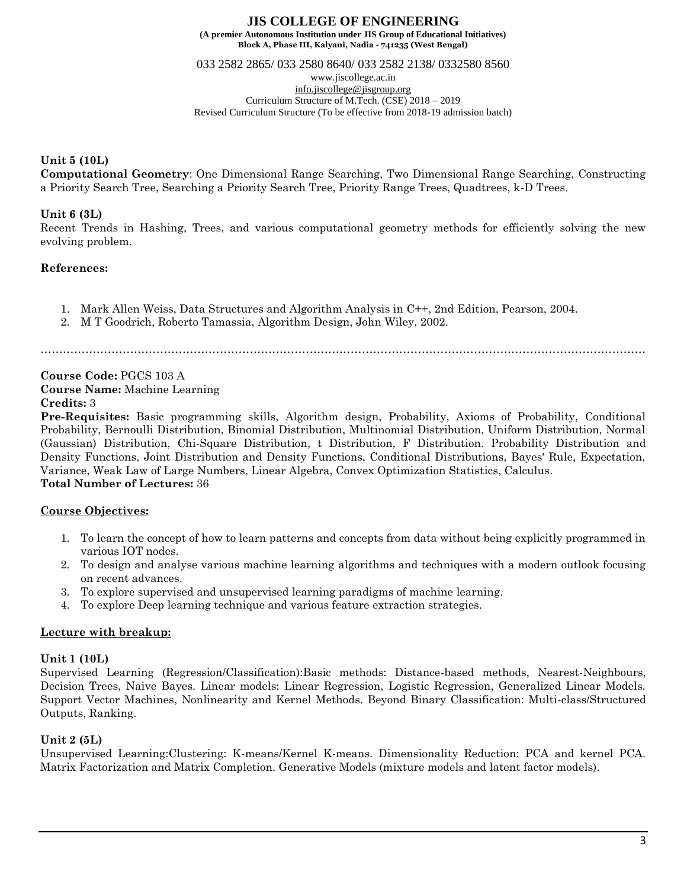**Unit 5 (10L)**

**Computational Geometry**: One Dimensional Range Searching, Two Dimensional Range Searching, Constructing a Priority Search Tree, Searching a Priority Search Tree, Priority Range Trees, Quadtrees, k-D Trees.

**Unit 6 (3L)**

Recent Trends in Hashing, Trees, and various computational geometry methods for efficiently solving the new evolving problem.

**References:**

1. Mark Allen Weiss, Data Structures and Algorithm Analysis in C++, 2nd Edition, Pearson, 2004.
2. M T Goodrich, Roberto Tamassia, Algorithm Design, John Wiley, 2002.

.......................................................................................................................................................

**Course Code:** PGCS 103 A

**Course Name:** Machine Learning

**Credits:** 3

**Pre-Requisites:** Basic programming skills, Algorithm design, Probability, Axioms of Probability, Conditional Probability, Bernoulli Distribution, Binomial Distribution, Multinomial Distribution, Uniform Distribution, Normal (Gaussian) Distribution, Chi-Square Distribution, t Distribution, F Distribution. Probability Distribution and Density Functions, Joint Distribution and Density Functions, Conditional Distributions, Bayes' Rule, Expectation, Variance, Weak Law of Large Numbers, Linear Algebra, Convex Optimization Statistics, Calculus.

**Total Number of Lectures:** 36

**Course Objectives:**

1. To learn the concept of how to learn patterns and concepts from data without being explicitly programmed in various IOT nodes.
2. To design and analyse various machine learning algorithms and techniques with a modern outlook focusing on recent advances.
3. To explore supervised and unsupervised learning paradigms of machine learning.
4. To explore Deep learning technique and various feature extraction strategies.

**Lecture with breakup:**

**Unit 1 (10L)**

Supervised Learning (Regression/Classification):Basic methods: Distance-based methods, Nearest-Neighbours, Decision Trees, Naive Bayes. Linear models: Linear Regression, Logistic Regression, Generalized Linear Models. Support Vector Machines, Nonlinearity and Kernel Methods. Beyond Binary Classification: Multi-class/Structured Outputs, Ranking.

**Unit 2 (5L)**

Unsupervised Learning:Clustering: K-means/Kernel K-means. Dimensionality Reduction: PCA and kernel PCA. Matrix Factorization and Matrix Completion. Generative Models (mixture models and latent factor models).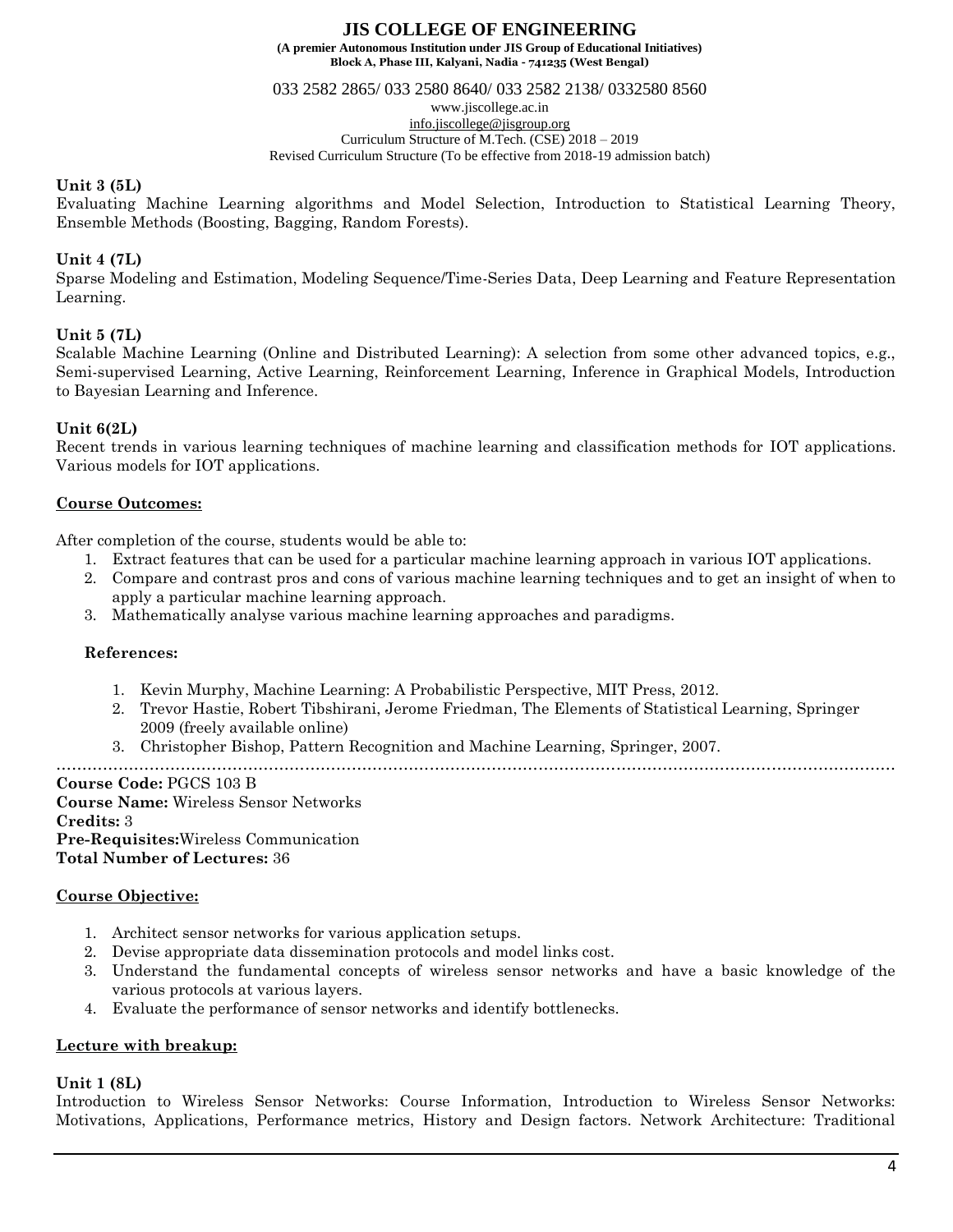**Unit 3 (5L)**
Evaluating Machine Learning algorithms and Model Selection, Introduction to Statistical Learning Theory, Ensemble Methods (Boosting, Bagging, Random Forests).

**Unit 4 (7L)**
Sparse Modeling and Estimation, Modeling Sequence/Time-Series Data, Deep Learning and Feature Representation Learning.

**Unit 5 (7L)**
Scalable Machine Learning (Online and Distributed Learning): A selection from some other advanced topics, e.g., Semi-supervised Learning, Active Learning, Reinforcement Learning, Inference in Graphical Models, Introduction to Bayesian Learning and Inference.

**Unit 6(2L)**
Recent trends in various learning techniques of machine learning and classification methods for IOT applications. Various models for IOT applications.

**Course Outcomes:**

After completion of the course, students would be able to:

1. Extract features that can be used for a particular machine learning approach in various IOT applications.
2. Compare and contrast pros and cons of various machine learning techniques and to get an insight of when to apply a particular machine learning approach.
3. Mathematically analyse various machine learning approaches and paradigms.

**References:**

1. Kevin Murphy, Machine Learning: A Probabilistic Perspective, MIT Press, 2012.
2. Trevor Hastie, Robert Tibshirani, Jerome Friedman, The Elements of Statistical Learning, Springer 2009 (freely available online)
3. Christopher Bishop, Pattern Recognition and Machine Learning, Springer, 2007.

……………………………………………………………………………………………………………………………………

**Course Code:** PGCS 103 B
**Course Name:** Wireless Sensor Networks
**Credits:** 3
**Pre-Requisites:** Wireless Communication
**Total Number of Lectures:** 36

**Course Objective:**

1. Architect sensor networks for various application setups.
2. Devise appropriate data dissemination protocols and model links cost.
3. Understand the fundamental concepts of wireless sensor networks and have a basic knowledge of the various protocols at various layers.
4. Evaluate the performance of sensor networks and identify bottlenecks.

**Lecture with breakup:**

**Unit 1 (8L)**
Introduction to Wireless Sensor Networks: Course Information, Introduction to Wireless Sensor Networks: Motivations, Applications, Performance metrics, History and Design factors. Network Architecture: Traditional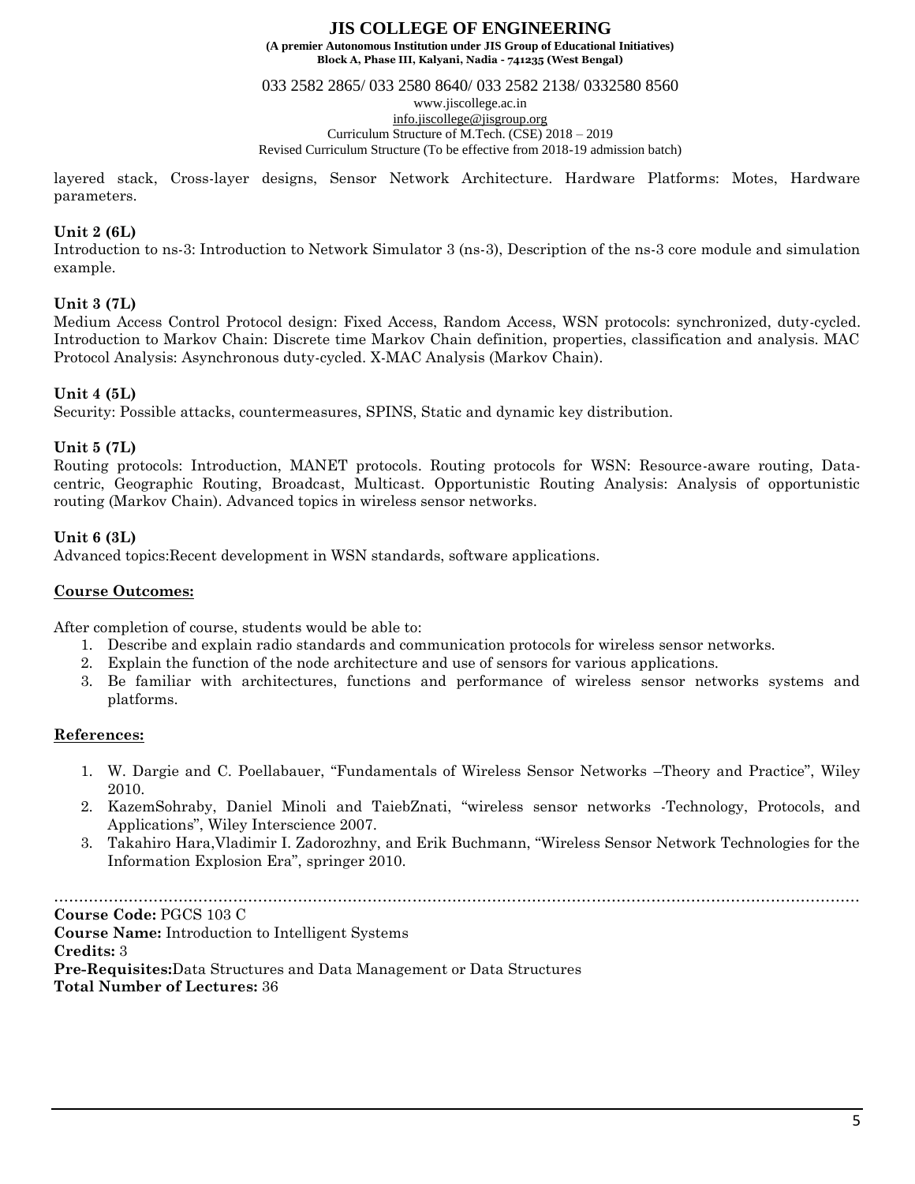layered stack, Cross-layer designs, Sensor Network Architecture. Hardware Platforms: Motes, Hardware parameters.

**Unit 2 (6L)**

Introduction to ns-3: Introduction to Network Simulator 3 (ns-3), Description of the ns-3 core module and simulation example.

**Unit 3 (7L)**

Medium Access Control Protocol design: Fixed Access, Random Access, WSN protocols: synchronized, duty-cycled. Introduction to Markov Chain: Discrete time Markov Chain definition, properties, classification and analysis. MAC Protocol Analysis: Asynchronous duty-cycled. X-MAC Analysis (Markov Chain).

**Unit 4 (5L)**

Security: Possible attacks, countermeasures, SPINS, Static and dynamic key distribution.

**Unit 5 (7L)**

Routing protocols: Introduction, MANET protocols. Routing protocols for WSN: Resource-aware routing, Data-centric, Geographic Routing, Broadcast, Multicast. Opportunistic Routing Analysis: Analysis of opportunistic routing (Markov Chain). Advanced topics in wireless sensor networks.

**Unit 6 (3L)**

Advanced topics:Recent development in WSN standards, software applications.

**Course Outcomes:**

After completion of course, students would be able to:

1. Describe and explain radio standards and communication protocols for wireless sensor networks.
2. Explain the function of the node architecture and use of sensors for various applications.
3. Be familiar with architectures, functions and performance of wireless sensor networks systems and platforms.

**References:**

1. W. Dargie and C. Poellabauer, "Fundamentals of Wireless Sensor Networks –Theory and Practice", Wiley 2010.
2. KazemSohraby, Daniel Minoli and TaiebZnati, "wireless sensor networks -Technology, Protocols, and Applications", Wiley Interscience 2007.
3. Takahiro Hara,Vladimir I. Zadorozhny, and Erik Buchmann, "Wireless Sensor Network Technologies for the Information Explosion Era", springer 2010.

……………………………………………………………………………………………………………………………………

**Course Code:** PGCS 103 C
**Course Name:** Introduction to Intelligent Systems
**Credits:** 3
**Pre-Requisites:**Data Structures and Data Management or Data Structures
**Total Number of Lectures:** 36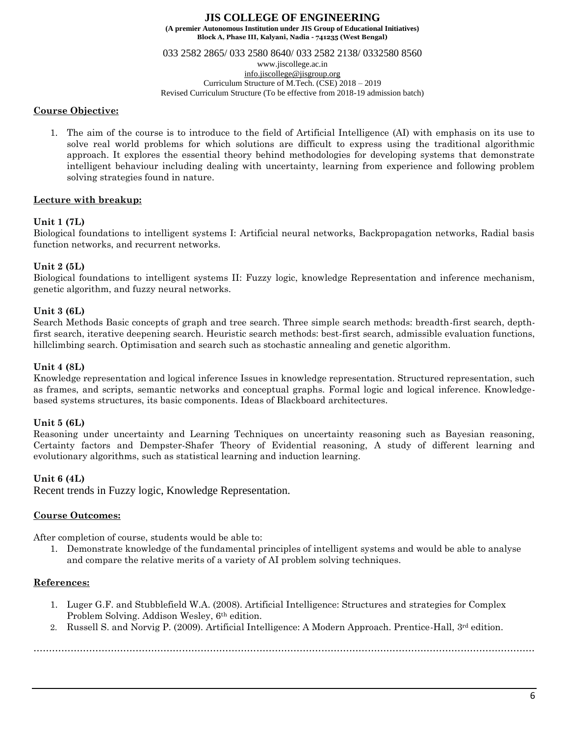## Course Objective:

1. The aim of the course is to introduce to the field of Artificial Intelligence (AI) with emphasis on its use to solve real world problems for which solutions are difficult to express using the traditional algorithmic approach. It explores the essential theory behind methodologies for developing systems that demonstrate intelligent behaviour including dealing with uncertainty, learning from experience and following problem solving strategies found in nature.

## Lecture with breakup:

**Unit 1 (7L)**

Biological foundations to intelligent systems I: Artificial neural networks, Backpropagation networks, Radial basis function networks, and recurrent networks.

**Unit 2 (5L)**

Biological foundations to intelligent systems II: Fuzzy logic, knowledge Representation and inference mechanism, genetic algorithm, and fuzzy neural networks.

**Unit 3 (6L)**

Search Methods Basic concepts of graph and tree search. Three simple search methods: breadth-first search, depth-first search, iterative deepening search. Heuristic search methods: best-first search, admissible evaluation functions, hillclimbing search. Optimisation and search such as stochastic annealing and genetic algorithm.

**Unit 4 (8L)**

Knowledge representation and logical inference Issues in knowledge representation. Structured representation, such as frames, and scripts, semantic networks and conceptual graphs. Formal logic and logical inference. Knowledge-based systems structures, its basic components. Ideas of Blackboard architectures.

**Unit 5 (6L)**

Reasoning under uncertainty and Learning Techniques on uncertainty reasoning such as Bayesian reasoning, Certainty factors and Dempster-Shafer Theory of Evidential reasoning, A study of different learning and evolutionary algorithms, such as statistical learning and induction learning.

**Unit 6 (4L)**

Recent trends in Fuzzy logic, Knowledge Representation.

## Course Outcomes:

After completion of course, students would be able to:

1. Demonstrate knowledge of the fundamental principles of intelligent systems and would be able to analyse and compare the relative merits of a variety of AI problem solving techniques.

## References:

1. Luger G.F. and Stubblefield W.A. (2008). Artificial Intelligence: Structures and strategies for Complex Problem Solving. Addison Wesley, 6th edition.
2. Russell S. and Norvig P. (2009). Artificial Intelligence: A Modern Approach. Prentice-Hall, 3rd edition.

………………………………………………………………………………………………………………………………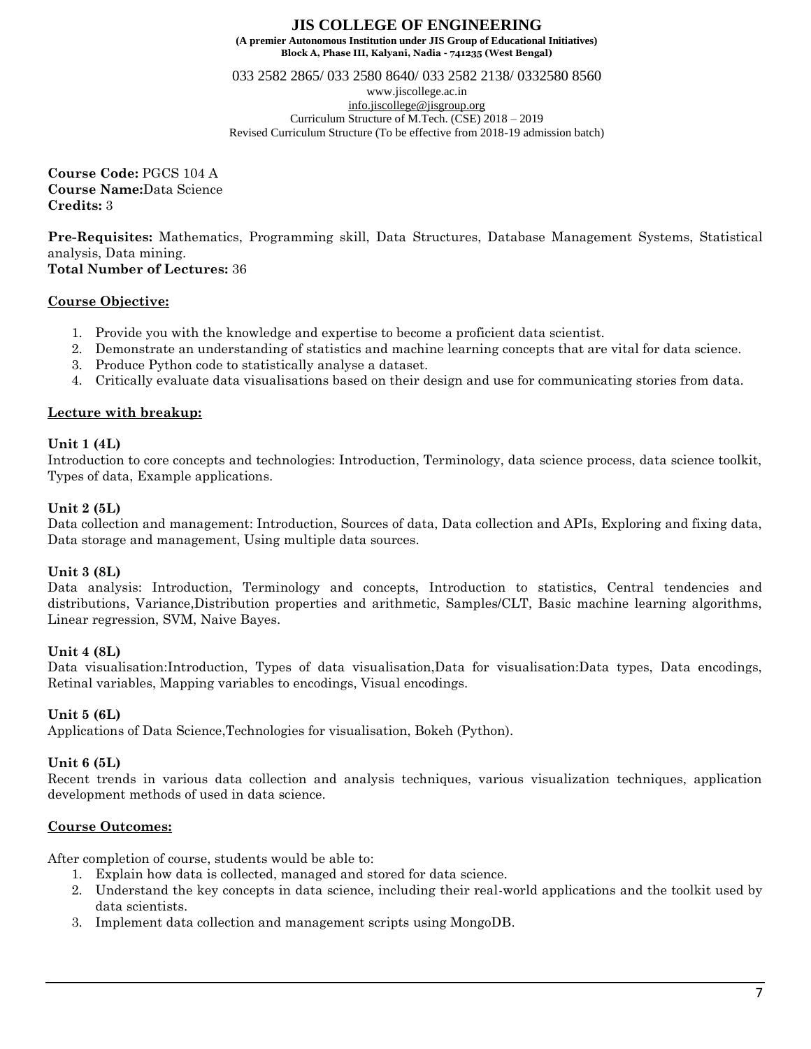**Course Code:** PGCS 104 A
**Course Name:** Data Science
**Credits:** 3

**Pre-Requisites:** Mathematics, Programming skill, Data Structures, Database Management Systems, Statistical analysis, Data mining.
**Total Number of Lectures:** 36

**Course Objective:**

1. Provide you with the knowledge and expertise to become a proficient data scientist.
2. Demonstrate an understanding of statistics and machine learning concepts that are vital for data science.
3. Produce Python code to statistically analyse a dataset.
4. Critically evaluate data visualisations based on their design and use for communicating stories from data.

**Lecture with breakup:**

**Unit 1 (4L)**
Introduction to core concepts and technologies: Introduction, Terminology, data science process, data science toolkit, Types of data, Example applications.

**Unit 2 (5L)**
Data collection and management: Introduction, Sources of data, Data collection and APIs, Exploring and fixing data, Data storage and management, Using multiple data sources.

**Unit 3 (8L)**
Data analysis: Introduction, Terminology and concepts, Introduction to statistics, Central tendencies and distributions, Variance,Distribution properties and arithmetic, Samples/CLT, Basic machine learning algorithms, Linear regression, SVM, Naive Bayes.

**Unit 4 (8L)**
Data visualisation:Introduction, Types of data visualisation,Data for visualisation:Data types, Data encodings, Retinal variables, Mapping variables to encodings, Visual encodings.

**Unit 5 (6L)**
Applications of Data Science,Technologies for visualisation, Bokeh (Python).

**Unit 6 (5L)**
Recent trends in various data collection and analysis techniques, various visualization techniques, application development methods of used in data science.

**Course Outcomes:**

After completion of course, students would be able to:

1. Explain how data is collected, managed and stored for data science.
2. Understand the key concepts in data science, including their real-world applications and the toolkit used by data scientists.
3. Implement data collection and management scripts using MongoDB.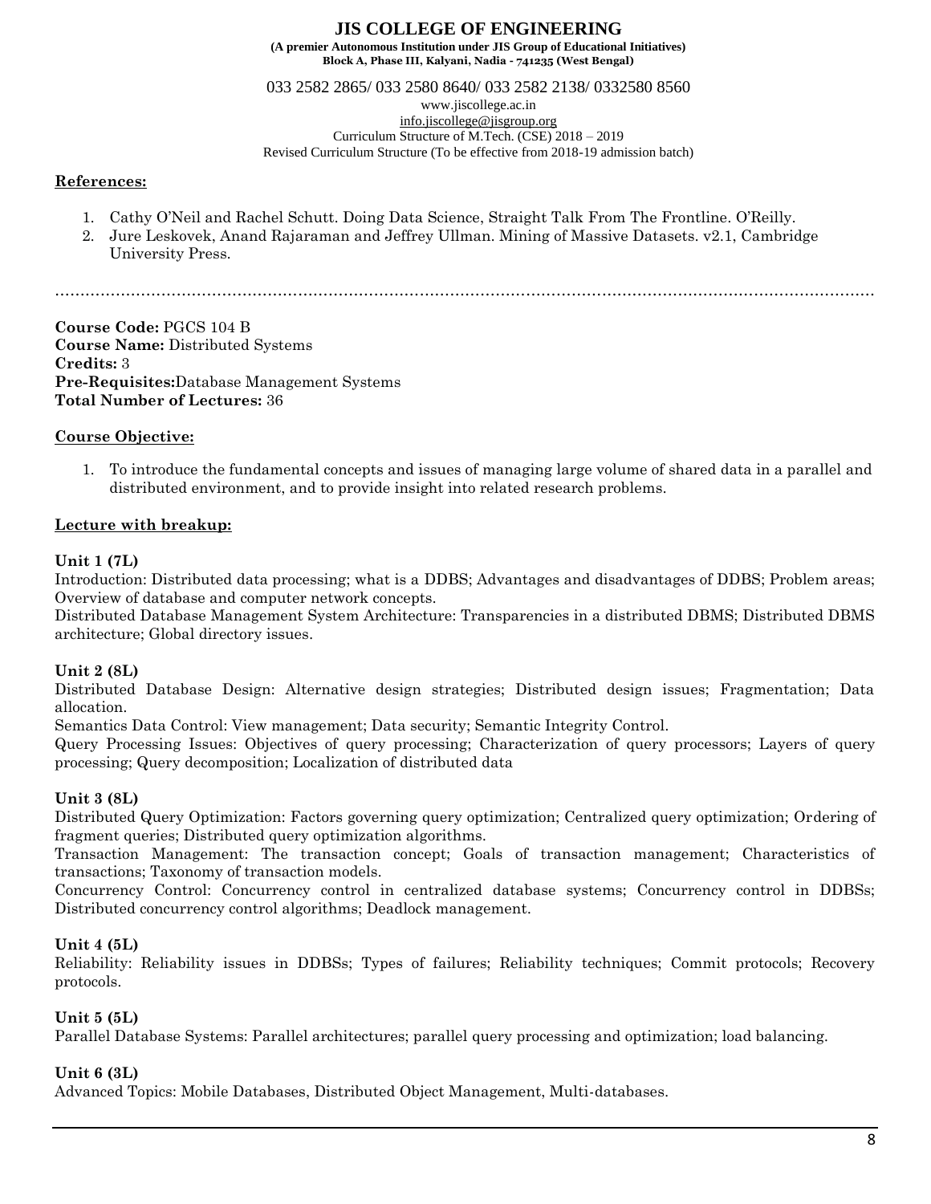**References:**

1. Cathy O'Neil and Rachel Schutt. Doing Data Science, Straight Talk From The Frontline. O'Reilly.
2. Jure Leskovek, Anand Rajaraman and Jeffrey Ullman. Mining of Massive Datasets. v2.1, Cambridge University Press.

…………………………………………………………………………………………………………………………………………

**Course Code:** PGCS 104 B
**Course Name:** Distributed Systems
**Credits:** 3
**Pre-Requisites:**Database Management Systems
**Total Number of Lectures:** 36

**Course Objective:**

1. To introduce the fundamental concepts and issues of managing large volume of shared data in a parallel and distributed environment, and to provide insight into related research problems.

**Lecture with breakup:**

**Unit 1 (7L)**
Introduction: Distributed data processing; what is a DDBS; Advantages and disadvantages of DDBS; Problem areas; Overview of database and computer network concepts.
Distributed Database Management System Architecture: Transparencies in a distributed DBMS; Distributed DBMS architecture; Global directory issues.

**Unit 2 (8L)**
Distributed Database Design: Alternative design strategies; Distributed design issues; Fragmentation; Data allocation.
Semantics Data Control: View management; Data security; Semantic Integrity Control.
Query Processing Issues: Objectives of query processing; Characterization of query processors; Layers of query processing; Query decomposition; Localization of distributed data

**Unit 3 (8L)**
Distributed Query Optimization: Factors governing query optimization; Centralized query optimization; Ordering of fragment queries; Distributed query optimization algorithms.
Transaction Management: The transaction concept; Goals of transaction management; Characteristics of transactions; Taxonomy of transaction models.
Concurrency Control: Concurrency control in centralized database systems; Concurrency control in DDBSs; Distributed concurrency control algorithms; Deadlock management.

**Unit 4 (5L)**
Reliability: Reliability issues in DDBSs; Types of failures; Reliability techniques; Commit protocols; Recovery protocols.

**Unit 5 (5L)**
Parallel Database Systems: Parallel architectures; parallel query processing and optimization; load balancing.

**Unit 6 (3L)**
Advanced Topics: Mobile Databases, Distributed Object Management, Multi-databases.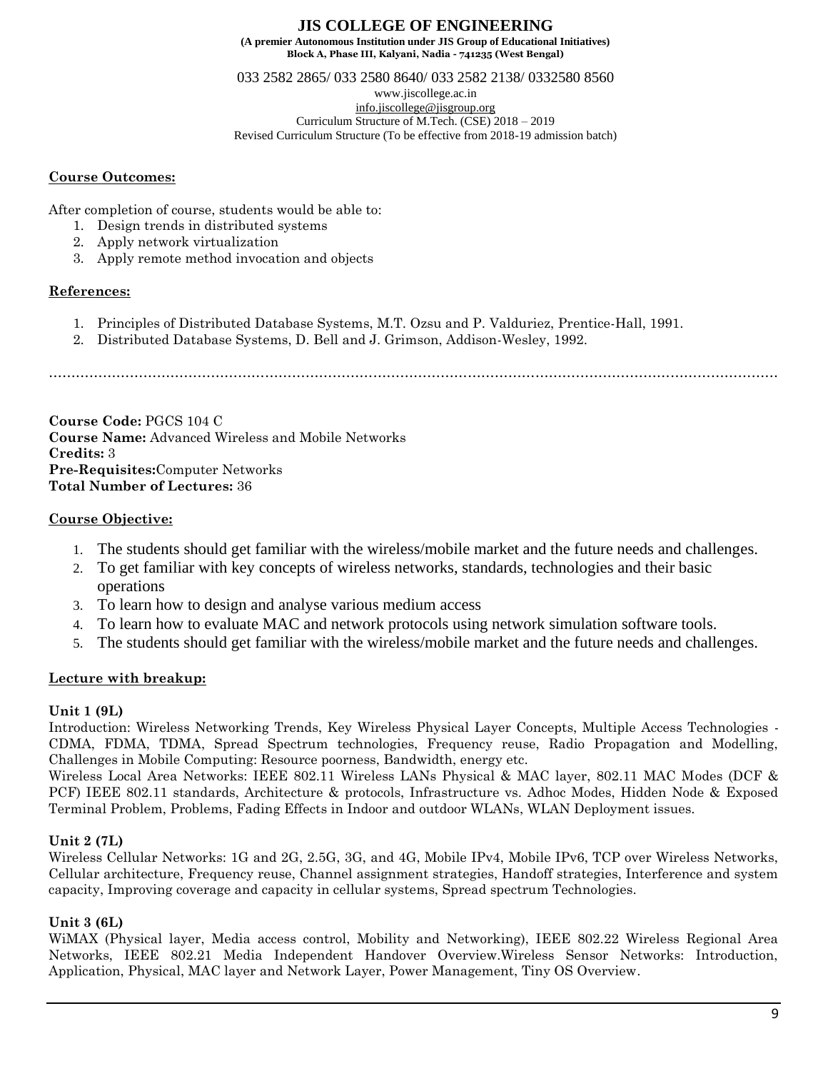**Course Outcomes:**

After completion of course, students would be able to:

1. Design trends in distributed systems
2. Apply network virtualization
3. Apply remote method invocation and objects

**References:**

1. Principles of Distributed Database Systems, M.T. Ozsu and P. Valduriez, Prentice-Hall, 1991.
2. Distributed Database Systems, D. Bell and J. Grimson, Addison-Wesley, 1992.

……………………………………………………………………………………………………………………………………

**Course Code:** PGCS 104 C
**Course Name:** Advanced Wireless and Mobile Networks
**Credits:** 3
**Pre-Requisites:**Computer Networks
**Total Number of Lectures:** 36

**Course Objective:**

1. The students should get familiar with the wireless/mobile market and the future needs and challenges.
2. To get familiar with key concepts of wireless networks, standards, technologies and their basic operations
3. To learn how to design and analyse various medium access
4. To learn how to evaluate MAC and network protocols using network simulation software tools.
5. The students should get familiar with the wireless/mobile market and the future needs and challenges.

**Lecture with breakup:**

**Unit 1 (9L)**

Introduction: Wireless Networking Trends, Key Wireless Physical Layer Concepts, Multiple Access Technologies - CDMA, FDMA, TDMA, Spread Spectrum technologies, Frequency reuse, Radio Propagation and Modelling, Challenges in Mobile Computing: Resource poorness, Bandwidth, energy etc.

Wireless Local Area Networks: IEEE 802.11 Wireless LANs Physical & MAC layer, 802.11 MAC Modes (DCF & PCF) IEEE 802.11 standards, Architecture & protocols, Infrastructure vs. Adhoc Modes, Hidden Node & Exposed Terminal Problem, Problems, Fading Effects in Indoor and outdoor WLANs, WLAN Deployment issues.

**Unit 2 (7L)**

Wireless Cellular Networks: 1G and 2G, 2.5G, 3G, and 4G, Mobile IPv4, Mobile IPv6, TCP over Wireless Networks, Cellular architecture, Frequency reuse, Channel assignment strategies, Handoff strategies, Interference and system capacity, Improving coverage and capacity in cellular systems, Spread spectrum Technologies.

**Unit 3 (6L)**

WiMAX (Physical layer, Media access control, Mobility and Networking), IEEE 802.22 Wireless Regional Area Networks, IEEE 802.21 Media Independent Handover Overview.Wireless Sensor Networks: Introduction, Application, Physical, MAC layer and Network Layer, Power Management, Tiny OS Overview.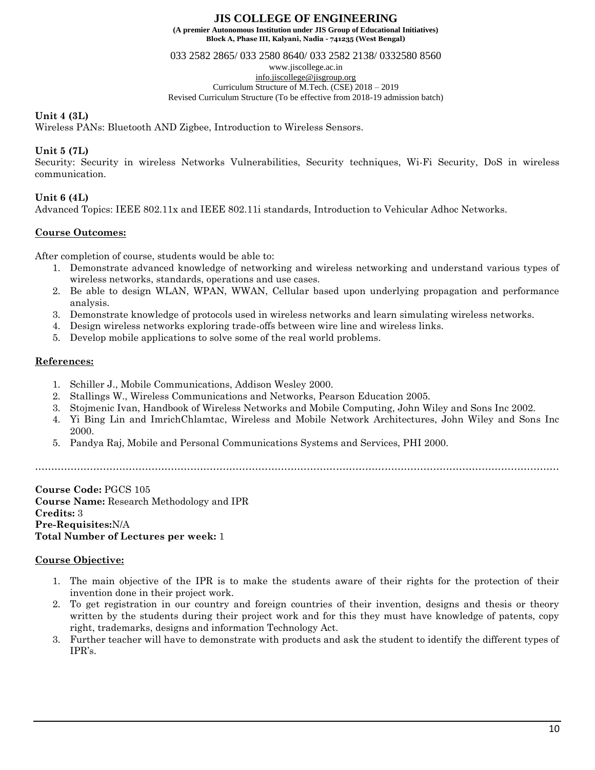**Unit 4 (3L)**

Wireless PANs: Bluetooth AND Zigbee, Introduction to Wireless Sensors.

**Unit 5 (7L)**

Security: Security in wireless Networks Vulnerabilities, Security techniques, Wi-Fi Security, DoS in wireless communication.

**Unit 6 (4L)**

Advanced Topics: IEEE 802.11x and IEEE 802.11i standards, Introduction to Vehicular Adhoc Networks.

**Course Outcomes:**

After completion of course, students would be able to:

1. Demonstrate advanced knowledge of networking and wireless networking and understand various types of wireless networks, standards, operations and use cases.
2. Be able to design WLAN, WPAN, WWAN, Cellular based upon underlying propagation and performance analysis.
3. Demonstrate knowledge of protocols used in wireless networks and learn simulating wireless networks.
4. Design wireless networks exploring trade-offs between wire line and wireless links.
5. Develop mobile applications to solve some of the real world problems.

**References:**

1. Schiller J., Mobile Communications, Addison Wesley 2000.
2. Stallings W., Wireless Communications and Networks, Pearson Education 2005.
3. Stojmenic Ivan, Handbook of Wireless Networks and Mobile Computing, John Wiley and Sons Inc 2002.
4. Yi Bing Lin and ImrichChlamtac, Wireless and Mobile Network Architectures, John Wiley and Sons Inc 2000.
5. Pandya Raj, Mobile and Personal Communications Systems and Services, PHI 2000.

……………………………………………………………………………………………………………………………………

**Course Code:** PGCS 105
**Course Name:** Research Methodology and IPR
**Credits:** 3
**Pre-Requisites:**N/A
**Total Number of Lectures per week:** 1

**Course Objective:**

1. The main objective of the IPR is to make the students aware of their rights for the protection of their invention done in their project work.
2. To get registration in our country and foreign countries of their invention, designs and thesis or theory written by the students during their project work and for this they must have knowledge of patents, copy right, trademarks, designs and information Technology Act.
3. Further teacher will have to demonstrate with products and ask the student to identify the different types of IPR's.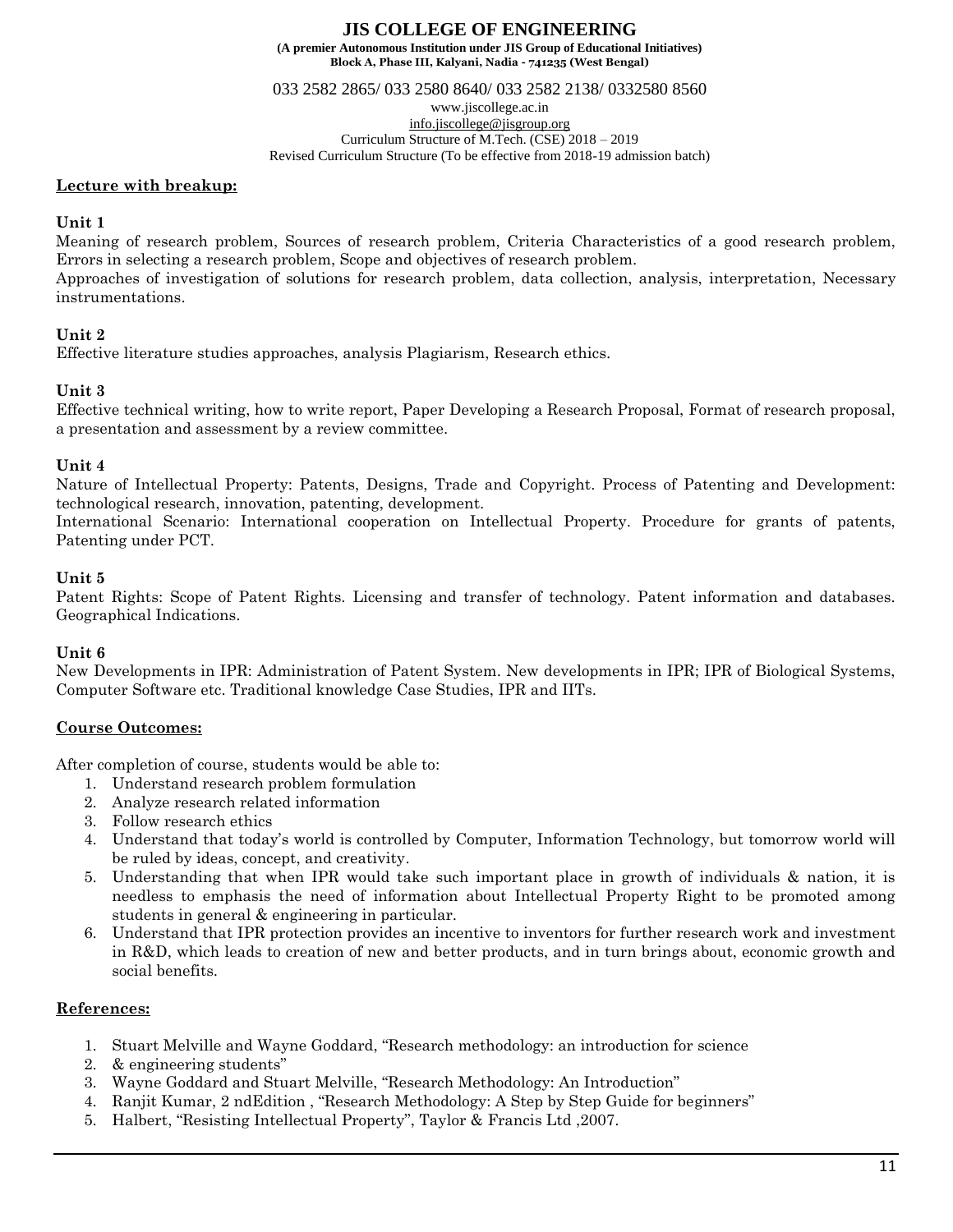**Lecture with breakup:**

**Unit 1**

Meaning of research problem, Sources of research problem, Criteria Characteristics of a good research problem, Errors in selecting a research problem, Scope and objectives of research problem.

Approaches of investigation of solutions for research problem, data collection, analysis, interpretation, Necessary instrumentations.

**Unit 2**

Effective literature studies approaches, analysis Plagiarism, Research ethics.

**Unit 3**

Effective technical writing, how to write report, Paper Developing a Research Proposal, Format of research proposal, a presentation and assessment by a review committee.

**Unit 4**

Nature of Intellectual Property: Patents, Designs, Trade and Copyright. Process of Patenting and Development: technological research, innovation, patenting, development.

International Scenario: International cooperation on Intellectual Property. Procedure for grants of patents, Patenting under PCT.

**Unit 5**

Patent Rights: Scope of Patent Rights. Licensing and transfer of technology. Patent information and databases. Geographical Indications.

**Unit 6**

New Developments in IPR: Administration of Patent System. New developments in IPR; IPR of Biological Systems, Computer Software etc. Traditional knowledge Case Studies, IPR and IITs.

**Course Outcomes:**

After completion of course, students would be able to:

1. Understand research problem formulation
2. Analyze research related information
3. Follow research ethics
4. Understand that today's world is controlled by Computer, Information Technology, but tomorrow world will be ruled by ideas, concept, and creativity.
5. Understanding that when IPR would take such important place in growth of individuals & nation, it is needless to emphasis the need of information about Intellectual Property Right to be promoted among students in general & engineering in particular.
6. Understand that IPR protection provides an incentive to inventors for further research work and investment in R&D, which leads to creation of new and better products, and in turn brings about, economic growth and social benefits.

**References:**

1. Stuart Melville and Wayne Goddard, "Research methodology: an introduction for science
2. & engineering students"
3. Wayne Goddard and Stuart Melville, "Research Methodology: An Introduction"
4. Ranjit Kumar, 2 ndEdition , "Research Methodology: A Step by Step Guide for beginners"
5. Halbert, "Resisting Intellectual Property", Taylor & Francis Ltd ,2007.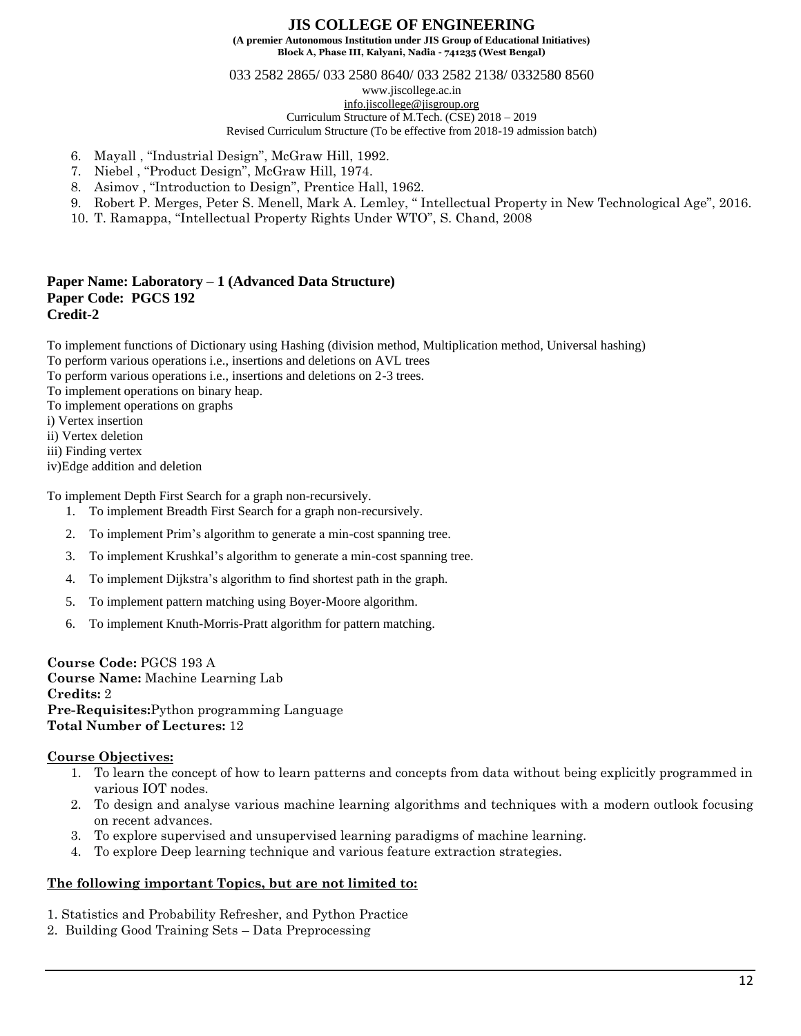6. Mayall , "Industrial Design", McGraw Hill, 1992.
7. Niebel , "Product Design", McGraw Hill, 1974.
8. Asimov , "Introduction to Design", Prentice Hall, 1962.
9. Robert P. Merges, Peter S. Menell, Mark A. Lemley, " Intellectual Property in New Technological Age", 2016.
10. T. Ramappa, "Intellectual Property Rights Under WTO", S. Chand, 2008

**Paper Name: Laboratory – 1 (Advanced Data Structure)**
**Paper Code: PGCS 192**
**Credit-2**

To implement functions of Dictionary using Hashing (division method, Multiplication method, Universal hashing)
To perform various operations i.e., insertions and deletions on AVL trees
To perform various operations i.e., insertions and deletions on 2-3 trees.
To implement operations on binary heap.
To implement operations on graphs
i) Vertex insertion
ii) Vertex deletion
iii) Finding vertex
iv)Edge addition and deletion

To implement Depth First Search for a graph non-recursively.

1. To implement Breadth First Search for a graph non-recursively.
2. To implement Prim's algorithm to generate a min-cost spanning tree.
3. To implement Krushkal's algorithm to generate a min-cost spanning tree.
4. To implement Dijkstra's algorithm to find shortest path in the graph.
5. To implement pattern matching using Boyer-Moore algorithm.
6. To implement Knuth-Morris-Pratt algorithm for pattern matching.

**Course Code:** PGCS 193 A
**Course Name:** Machine Learning Lab
**Credits:** 2
**Pre-Requisites:**Python programming Language
**Total Number of Lectures:** 12

**Course Objectives:**

1. To learn the concept of how to learn patterns and concepts from data without being explicitly programmed in various IOT nodes.
2. To design and analyse various machine learning algorithms and techniques with a modern outlook focusing on recent advances.
3. To explore supervised and unsupervised learning paradigms of machine learning.
4. To explore Deep learning technique and various feature extraction strategies.

**The following important Topics, but are not limited to:**

1. Statistics and Probability Refresher, and Python Practice
2. Building Good Training Sets – Data Preprocessing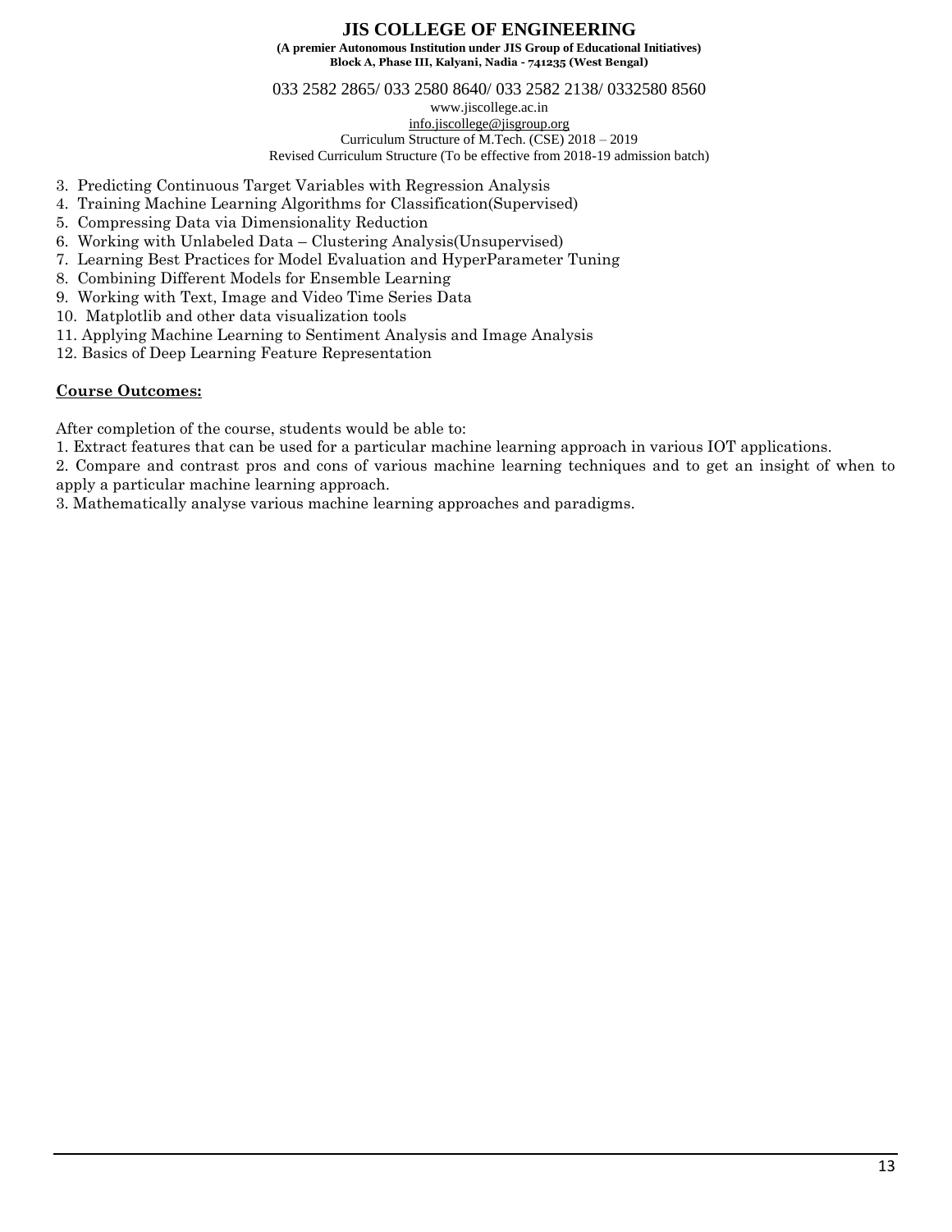3. Predicting Continuous Target Variables with Regression Analysis
4. Training Machine Learning Algorithms for Classification(Supervised)
5. Compressing Data via Dimensionality Reduction
6. Working with Unlabeled Data – Clustering Analysis(Unsupervised)
7. Learning Best Practices for Model Evaluation and HyperParameter Tuning
8. Combining Different Models for Ensemble Learning
9. Working with Text, Image and Video Time Series Data
10. Matplotlib and other data visualization tools
11. Applying Machine Learning to Sentiment Analysis and Image Analysis
12. Basics of Deep Learning Feature Representation

**Course Outcomes:**

After completion of the course, students would be able to:

1. Extract features that can be used for a particular machine learning approach in various IOT applications.
2. Compare and contrast pros and cons of various machine learning techniques and to get an insight of when to apply a particular machine learning approach.
3. Mathematically analyse various machine learning approaches and paradigms.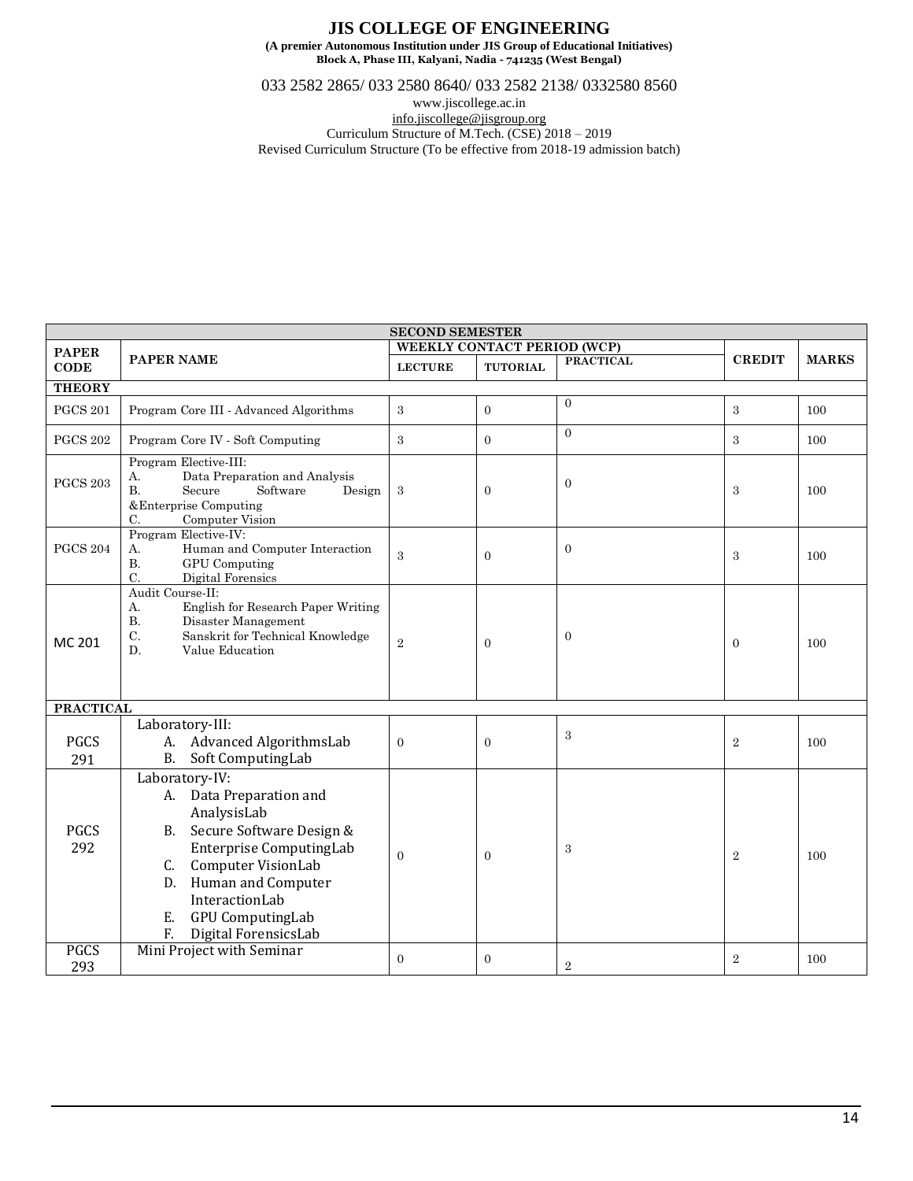# JIS COLLEGE OF ENGINEERING

**(A premier Autonomous Institution under JIS Group of Educational Initiatives)**
**Block A, Phase III, Kalyani, Nadia - 741235 (West Bengal)**

033 2582 2865/ 033 2580 8640/ 033 2582 2138/ 0332580 8560
www.jiscollege.ac.in
info.jiscollege@jisgroup.org
Curriculum Structure of M.Tech. (CSE) 2018 – 2019
Revised Curriculum Structure (To be effective from 2018-19 admission batch)

| SECOND SEMESTER | | | | | | |
|---|---|---|---|---|---|---|
| **PAPER CODE** | **PAPER NAME** | **WEEKLY CONTACT PERIOD (WCP)** | | | **CREDIT** | **MARKS** |
| | | **LECTURE** | **TUTORIAL** | **PRACTICAL** | | |
| **THEORY** | | | | | | |
| PGCS 201 | Program Core III - Advanced Algorithms | 3 | 0 | 0 | 3 | 100 |
| PGCS 202 | Program Core IV - Soft Computing | 3 | 0 | 0 | 3 | 100 |
| PGCS 203 | Program Elective-III:<br>A. Data Preparation and Analysis<br>B. Secure Software Design &Enterprise Computing<br>C. Computer Vision | 3 | 0 | 0 | 3 | 100 |
| PGCS 204 | Program Elective-IV:<br>A. Human and Computer Interaction<br>B. GPU Computing<br>C. Digital Forensics | 3 | 0 | 0 | 3 | 100 |
| MC 201 | Audit Course-II:<br>A. English for Research Paper Writing<br>B. Disaster Management<br>C. Sanskrit for Technical Knowledge<br>D. Value Education | 2 | 0 | 0 | 0 | 100 |
| **PRACTICAL** | | | | | | |
| PGCS 291 | Laboratory-III:<br>A. Advanced AlgorithmsLab<br>B. Soft ComputingLab | 0 | 0 | 3 | 2 | 100 |
| PGCS 292 | Laboratory-IV:<br>A. Data Preparation and AnalysisLab<br>B. Secure Software Design & Enterprise ComputingLab<br>C. Computer VisionLab<br>D. Human and Computer InteractionLab<br>E. GPU ComputingLab<br>F. Digital ForensicsLab | 0 | 0 | 3 | 2 | 100 |
| PGCS 293 | Mini Project with Seminar | 0 | 0 | 2 | 2 | 100 |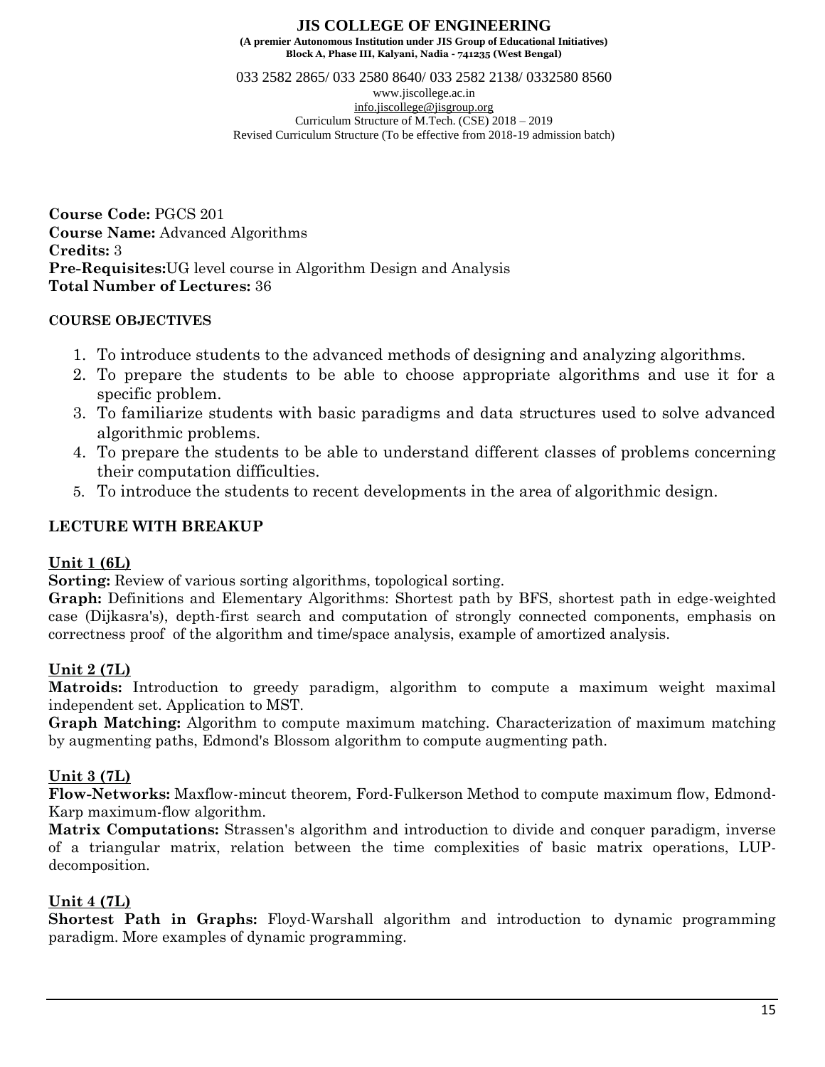**Course Code:** PGCS 201
**Course Name:** Advanced Algorithms
**Credits:** 3
**Pre-Requisites:**UG level course in Algorithm Design and Analysis
**Total Number of Lectures:** 36

**COURSE OBJECTIVES**

1. To introduce students to the advanced methods of designing and analyzing algorithms.
2. To prepare the students to be able to choose appropriate algorithms and use it for a specific problem.
3. To familiarize students with basic paradigms and data structures used to solve advanced algorithmic problems.
4. To prepare the students to be able to understand different classes of problems concerning their computation difficulties.
5. To introduce the students to recent developments in the area of algorithmic design.

**LECTURE WITH BREAKUP**

**Unit 1 (6L)**
**Sorting:** Review of various sorting algorithms, topological sorting.
**Graph:** Definitions and Elementary Algorithms: Shortest path by BFS, shortest path in edge-weighted case (Dijkasra's), depth-first search and computation of strongly connected components, emphasis on correctness proof of the algorithm and time/space analysis, example of amortized analysis.

**Unit 2 (7L)**
**Matroids:** Introduction to greedy paradigm, algorithm to compute a maximum weight maximal independent set. Application to MST.
**Graph Matching:** Algorithm to compute maximum matching. Characterization of maximum matching by augmenting paths, Edmond's Blossom algorithm to compute augmenting path.

**Unit 3 (7L)**
**Flow-Networks:** Maxflow-mincut theorem, Ford-Fulkerson Method to compute maximum flow, Edmond-Karp maximum-flow algorithm.
**Matrix Computations:** Strassen's algorithm and introduction to divide and conquer paradigm, inverse of a triangular matrix, relation between the time complexities of basic matrix operations, LUP-decomposition.

**Unit 4 (7L)**
**Shortest Path in Graphs:** Floyd-Warshall algorithm and introduction to dynamic programming paradigm. More examples of dynamic programming.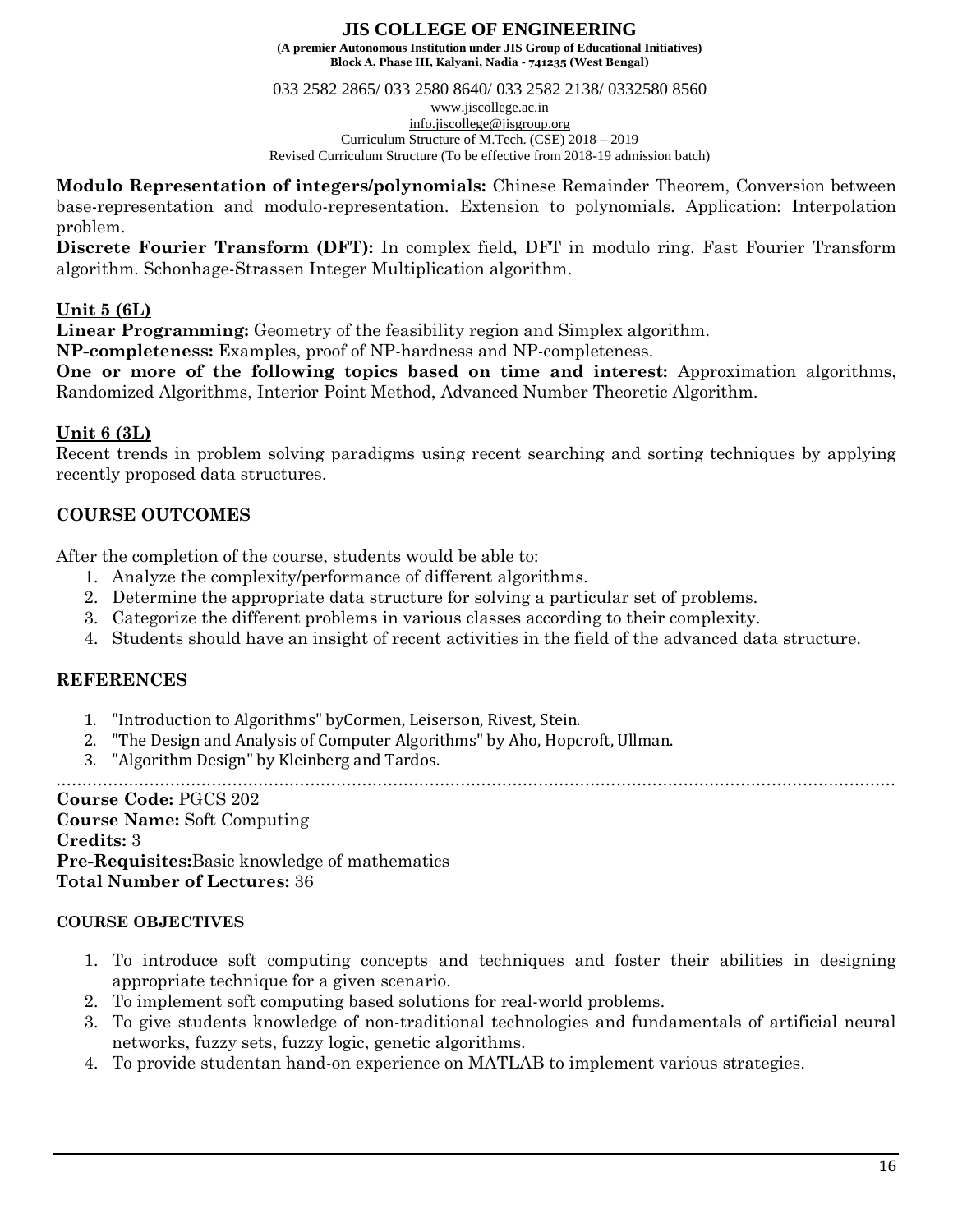**Modulo Representation of integers/polynomials:** Chinese Remainder Theorem, Conversion between base-representation and modulo-representation. Extension to polynomials. Application: Interpolation problem.

**Discrete Fourier Transform (DFT):** In complex field, DFT in modulo ring. Fast Fourier Transform algorithm. Schonhage-Strassen Integer Multiplication algorithm.

**Unit 5 (6L)**

**Linear Programming:** Geometry of the feasibility region and Simplex algorithm.

**NP-completeness:** Examples, proof of NP-hardness and NP-completeness.

**One or more of the following topics based on time and interest:** Approximation algorithms, Randomized Algorithms, Interior Point Method, Advanced Number Theoretic Algorithm.

**Unit 6 (3L)**

Recent trends in problem solving paradigms using recent searching and sorting techniques by applying recently proposed data structures.

## COURSE OUTCOMES

After the completion of the course, students would be able to:

1. Analyze the complexity/performance of different algorithms.
2. Determine the appropriate data structure for solving a particular set of problems.
3. Categorize the different problems in various classes according to their complexity.
4. Students should have an insight of recent activities in the field of the advanced data structure.

## REFERENCES

1. "Introduction to Algorithms" byCormen, Leiserson, Rivest, Stein.
2. "The Design and Analysis of Computer Algorithms" by Aho, Hopcroft, Ullman.
3. "Algorithm Design" by Kleinberg and Tardos.

---

**Course Code:** PGCS 202
**Course Name:** Soft Computing
**Credits:** 3
**Pre-Requisites:**Basic knowledge of mathematics
**Total Number of Lectures:** 36

### COURSE OBJECTIVES

1. To introduce soft computing concepts and techniques and foster their abilities in designing appropriate technique for a given scenario.
2. To implement soft computing based solutions for real-world problems.
3. To give students knowledge of non-traditional technologies and fundamentals of artificial neural networks, fuzzy sets, fuzzy logic, genetic algorithms.
4. To provide studentan hand-on experience on MATLAB to implement various strategies.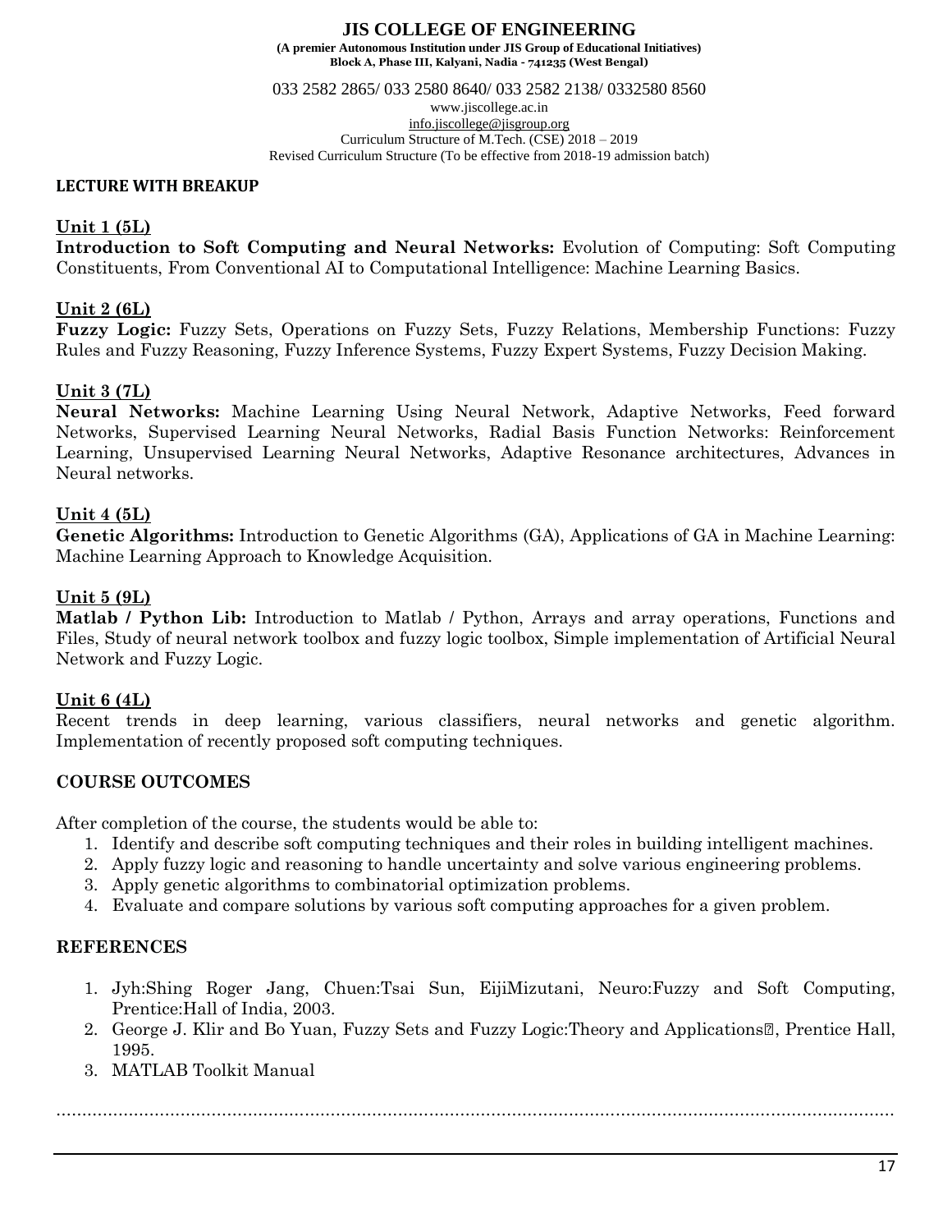#### LECTURE WITH BREAKUP

**Unit 1 (5L)**

**Introduction to Soft Computing and Neural Networks:** Evolution of Computing: Soft Computing Constituents, From Conventional AI to Computational Intelligence: Machine Learning Basics.

**Unit 2 (6L)**

**Fuzzy Logic:** Fuzzy Sets, Operations on Fuzzy Sets, Fuzzy Relations, Membership Functions: Fuzzy Rules and Fuzzy Reasoning, Fuzzy Inference Systems, Fuzzy Expert Systems, Fuzzy Decision Making.

**Unit 3 (7L)**

**Neural Networks:** Machine Learning Using Neural Network, Adaptive Networks, Feed forward Networks, Supervised Learning Neural Networks, Radial Basis Function Networks: Reinforcement Learning, Unsupervised Learning Neural Networks, Adaptive Resonance architectures, Advances in Neural networks.

**Unit 4 (5L)**

**Genetic Algorithms:** Introduction to Genetic Algorithms (GA), Applications of GA in Machine Learning: Machine Learning Approach to Knowledge Acquisition.

**Unit 5 (9L)**

**Matlab / Python Lib:** Introduction to Matlab / Python, Arrays and array operations, Functions and Files, Study of neural network toolbox and fuzzy logic toolbox, Simple implementation of Artificial Neural Network and Fuzzy Logic.

**Unit 6 (4L)**

Recent trends in deep learning, various classifiers, neural networks and genetic algorithm. Implementation of recently proposed soft computing techniques.

## COURSE OUTCOMES

After completion of the course, the students would be able to:

1. Identify and describe soft computing techniques and their roles in building intelligent machines.
2. Apply fuzzy logic and reasoning to handle uncertainty and solve various engineering problems.
3. Apply genetic algorithms to combinatorial optimization problems.
4. Evaluate and compare solutions by various soft computing approaches for a given problem.

## REFERENCES

1. Jyh:Shing Roger Jang, Chuen:Tsai Sun, EijiMizutani, Neuro:Fuzzy and Soft Computing, Prentice:Hall of India, 2003.
2. George J. Klir and Bo Yuan, Fuzzy Sets and Fuzzy Logic:Theory and Applications, Prentice Hall, 1995.
3. MATLAB Toolkit Manual

........................................................................................................................................................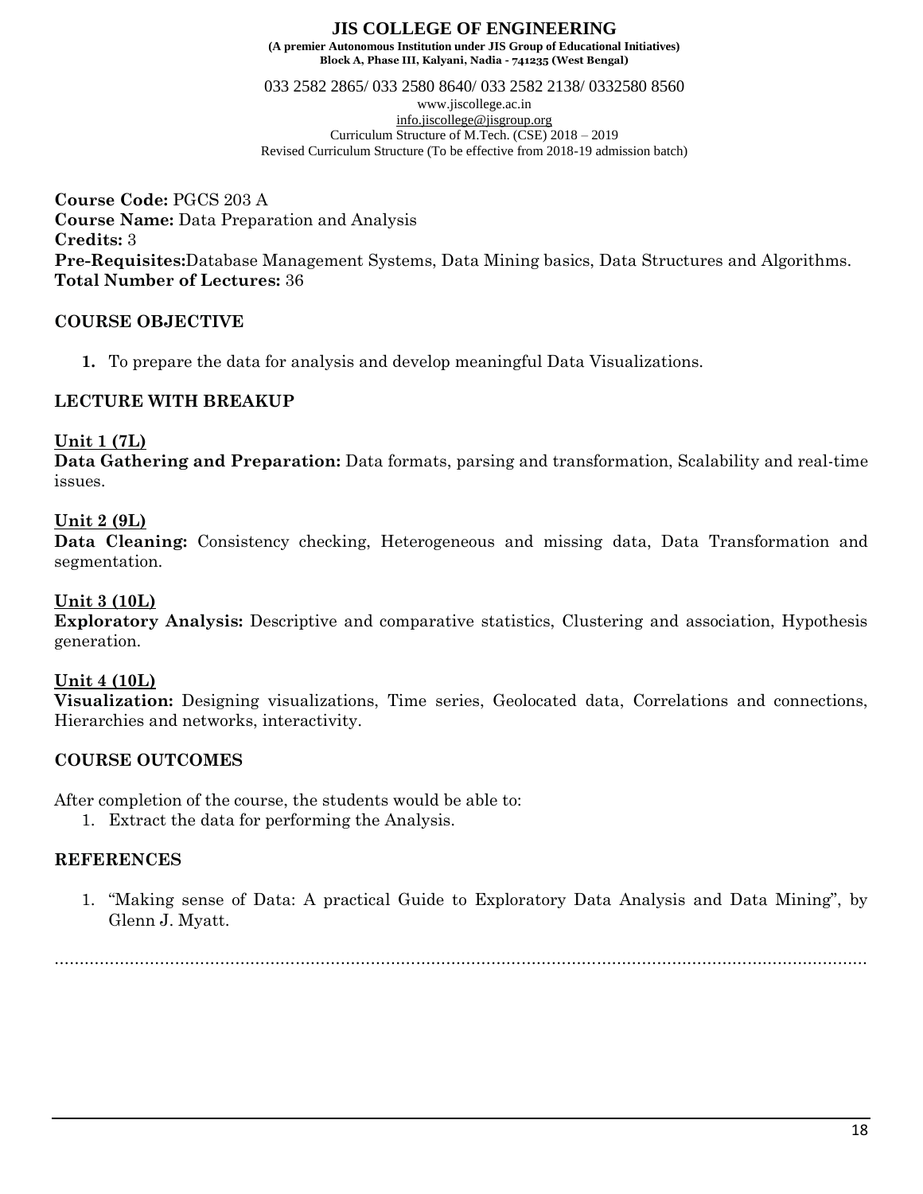**Course Code:** PGCS 203 A
**Course Name:** Data Preparation and Analysis
**Credits:** 3
**Pre-Requisites:**Database Management Systems, Data Mining basics, Data Structures and Algorithms.
**Total Number of Lectures:** 36

## COURSE OBJECTIVE

1. To prepare the data for analysis and develop meaningful Data Visualizations.

## LECTURE WITH BREAKUP

### Unit 1 (7L)

**Data Gathering and Preparation:** Data formats, parsing and transformation, Scalability and real-time issues.

### Unit 2 (9L)

**Data Cleaning:** Consistency checking, Heterogeneous and missing data, Data Transformation and segmentation.

### Unit 3 (10L)

**Exploratory Analysis:** Descriptive and comparative statistics, Clustering and association, Hypothesis generation.

### Unit 4 (10L)

**Visualization:** Designing visualizations, Time series, Geolocated data, Correlations and connections, Hierarchies and networks, interactivity.

## COURSE OUTCOMES

After completion of the course, the students would be able to:

1. Extract the data for performing the Analysis.

## REFERENCES

1. "Making sense of Data: A practical Guide to Exploratory Data Analysis and Data Mining", by Glenn J. Myatt.

.......................................................................................................................................................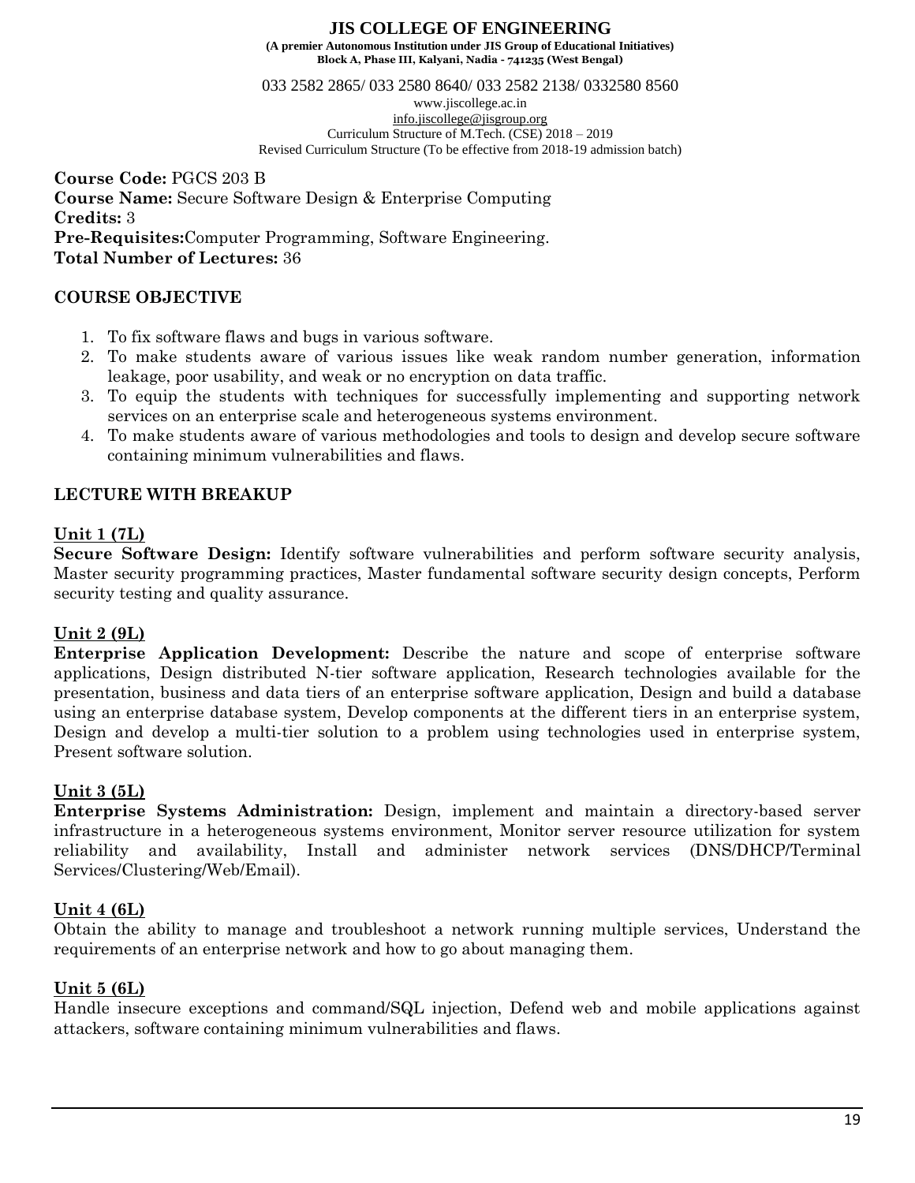**Course Code:** PGCS 203 B
**Course Name:** Secure Software Design & Enterprise Computing
**Credits:** 3
**Pre-Requisites:**Computer Programming, Software Engineering.
**Total Number of Lectures:** 36

## COURSE OBJECTIVE

1. To fix software flaws and bugs in various software.
2. To make students aware of various issues like weak random number generation, information leakage, poor usability, and weak or no encryption on data traffic.
3. To equip the students with techniques for successfully implementing and supporting network services on an enterprise scale and heterogeneous systems environment.
4. To make students aware of various methodologies and tools to design and develop secure software containing minimum vulnerabilities and flaws.

## LECTURE WITH BREAKUP

### Unit 1 (7L)

**Secure Software Design:** Identify software vulnerabilities and perform software security analysis, Master security programming practices, Master fundamental software security design concepts, Perform security testing and quality assurance.

### Unit 2 (9L)

**Enterprise Application Development:** Describe the nature and scope of enterprise software applications, Design distributed N-tier software application, Research technologies available for the presentation, business and data tiers of an enterprise software application, Design and build a database using an enterprise database system, Develop components at the different tiers in an enterprise system, Design and develop a multi-tier solution to a problem using technologies used in enterprise system, Present software solution.

### Unit 3 (5L)

**Enterprise Systems Administration:** Design, implement and maintain a directory-based server infrastructure in a heterogeneous systems environment, Monitor server resource utilization for system reliability and availability, Install and administer network services (DNS/DHCP/Terminal Services/Clustering/Web/Email).

### Unit 4 (6L)

Obtain the ability to manage and troubleshoot a network running multiple services, Understand the requirements of an enterprise network and how to go about managing them.

### Unit 5 (6L)

Handle insecure exceptions and command/SQL injection, Defend web and mobile applications against attackers, software containing minimum vulnerabilities and flaws.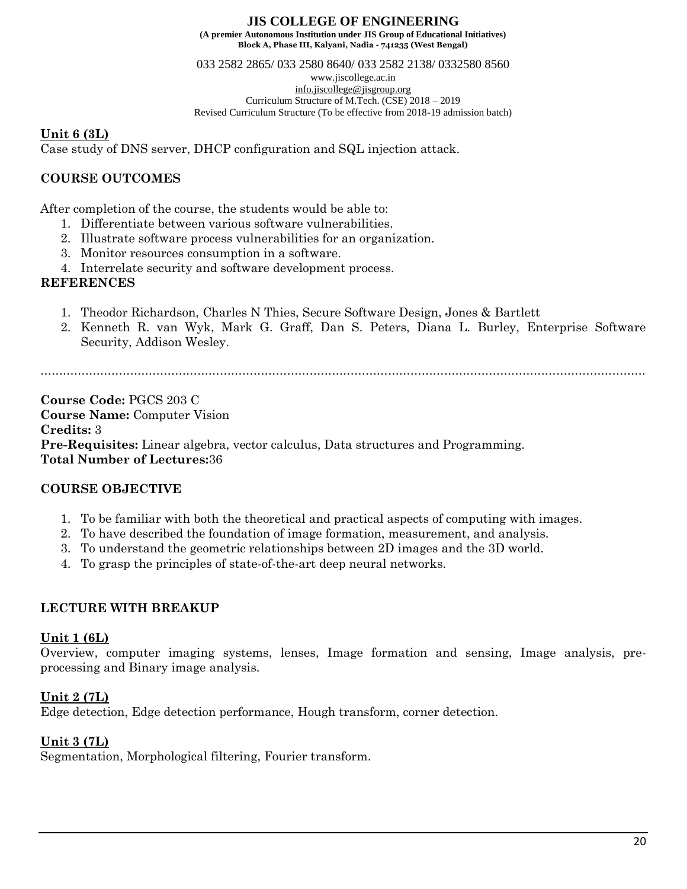**Unit 6 (3L)**
Case study of DNS server, DHCP configuration and SQL injection attack.

**COURSE OUTCOMES**

After completion of the course, the students would be able to:

1. Differentiate between various software vulnerabilities.
2. Illustrate software process vulnerabilities for an organization.
3. Monitor resources consumption in a software.
4. Interrelate security and software development process.

**REFERENCES**

1. Theodor Richardson, Charles N Thies, Secure Software Design, Jones & Bartlett
2. Kenneth R. van Wyk, Mark G. Graff, Dan S. Peters, Diana L. Burley, Enterprise Software Security, Addison Wesley.

---

**Course Code:** PGCS 203 C
**Course Name:** Computer Vision
**Credits:** 3
**Pre-Requisites:** Linear algebra, vector calculus, Data structures and Programming.
**Total Number of Lectures:**36

**COURSE OBJECTIVE**

1. To be familiar with both the theoretical and practical aspects of computing with images.
2. To have described the foundation of image formation, measurement, and analysis.
3. To understand the geometric relationships between 2D images and the 3D world.
4. To grasp the principles of state-of-the-art deep neural networks.

**LECTURE WITH BREAKUP**

**Unit 1 (6L)**
Overview, computer imaging systems, lenses, Image formation and sensing, Image analysis, pre-processing and Binary image analysis.

**Unit 2 (7L)**
Edge detection, Edge detection performance, Hough transform, corner detection.

**Unit 3 (7L)**
Segmentation, Morphological filtering, Fourier transform.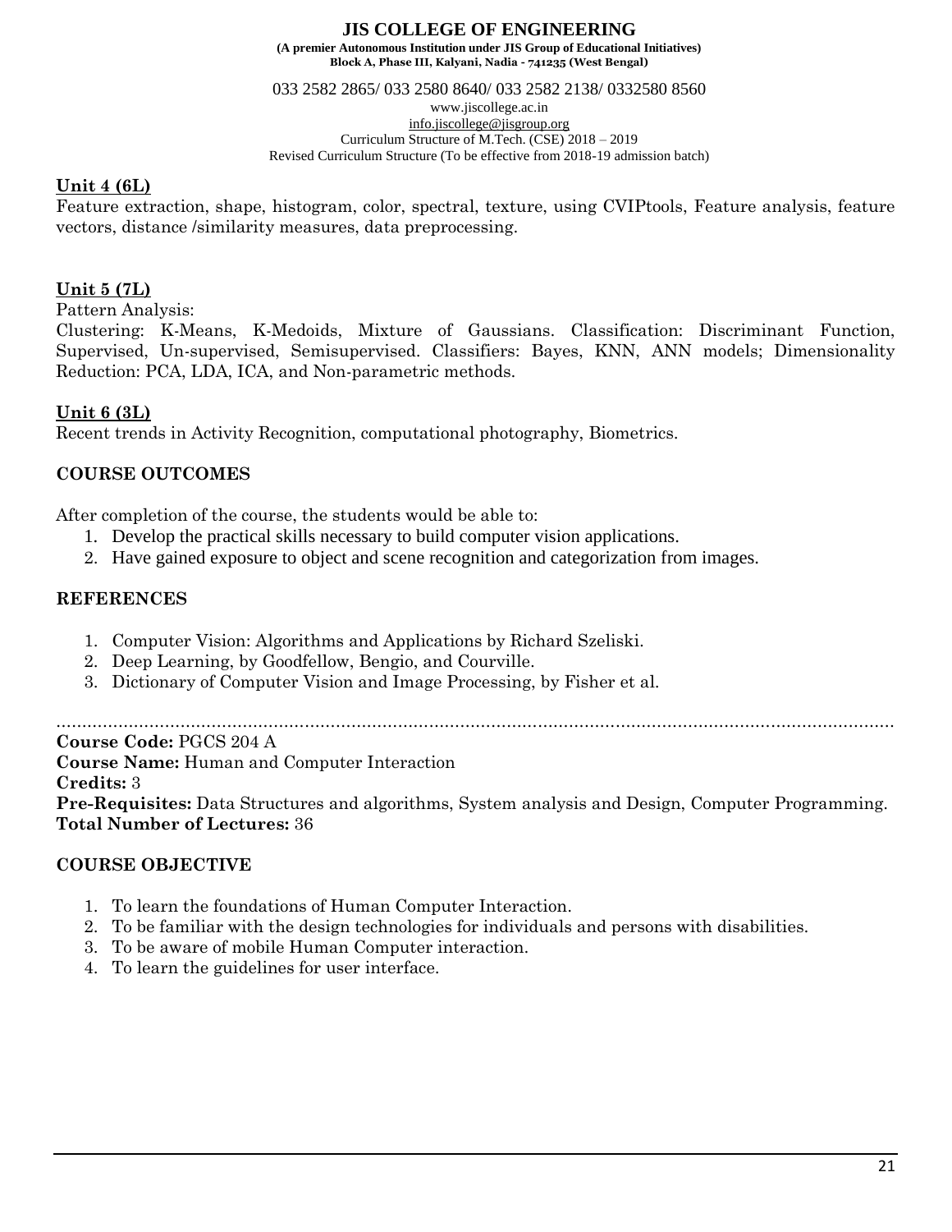**Unit 4 (6L)**

Feature extraction, shape, histogram, color, spectral, texture, using CVIPtools, Feature analysis, feature vectors, distance /similarity measures, data preprocessing.

**Unit 5 (7L)**

Pattern Analysis:

Clustering: K-Means, K-Medoids, Mixture of Gaussians. Classification: Discriminant Function, Supervised, Un-supervised, Semisupervised. Classifiers: Bayes, KNN, ANN models; Dimensionality Reduction: PCA, LDA, ICA, and Non-parametric methods.

**Unit 6 (3L)**

Recent trends in Activity Recognition, computational photography, Biometrics.

## COURSE OUTCOMES

After completion of the course, the students would be able to:

1. Develop the practical skills necessary to build computer vision applications.
2. Have gained exposure to object and scene recognition and categorization from images.

## REFERENCES

1. Computer Vision: Algorithms and Applications by Richard Szeliski.
2. Deep Learning, by Goodfellow, Bengio, and Courville.
3. Dictionary of Computer Vision and Image Processing, by Fisher et al.

---

**Course Code:** PGCS 204 A

**Course Name:** Human and Computer Interaction

**Credits:** 3

**Pre-Requisites:** Data Structures and algorithms, System analysis and Design, Computer Programming.

**Total Number of Lectures:** 36

## COURSE OBJECTIVE

1. To learn the foundations of Human Computer Interaction.
2. To be familiar with the design technologies for individuals and persons with disabilities.
3. To be aware of mobile Human Computer interaction.
4. To learn the guidelines for user interface.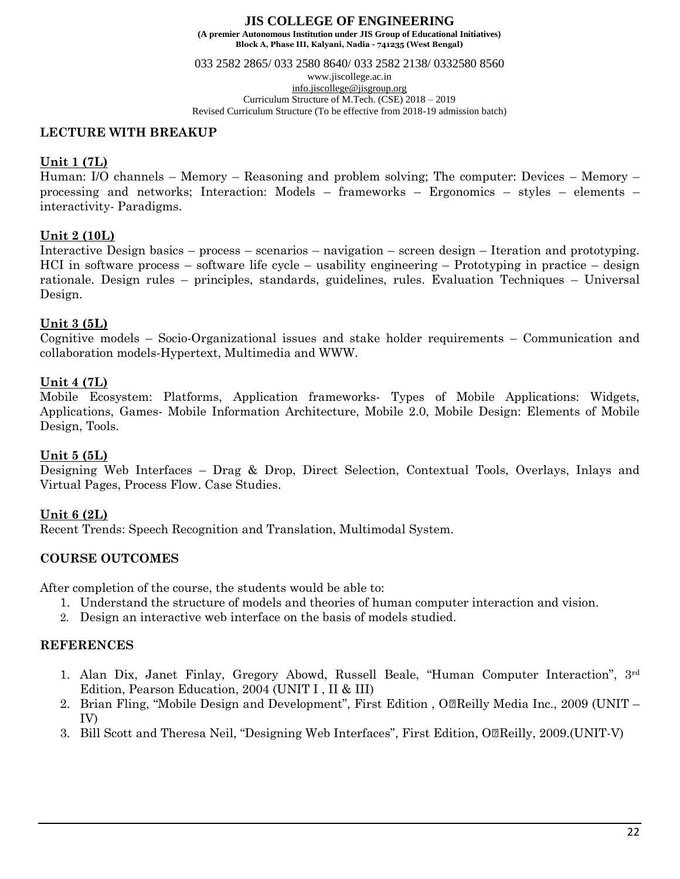## LECTURE WITH BREAKUP

### Unit 1 (7L)

Human: I/O channels – Memory – Reasoning and problem solving; The computer: Devices – Memory – processing and networks; Interaction: Models – frameworks – Ergonomics – styles – elements – interactivity- Paradigms.

### Unit 2 (10L)

Interactive Design basics – process – scenarios – navigation – screen design – Iteration and prototyping. HCI in software process – software life cycle – usability engineering – Prototyping in practice – design rationale. Design rules – principles, standards, guidelines, rules. Evaluation Techniques – Universal Design.

### Unit 3 (5L)

Cognitive models – Socio-Organizational issues and stake holder requirements – Communication and collaboration models-Hypertext, Multimedia and WWW.

### Unit 4 (7L)

Mobile Ecosystem: Platforms, Application frameworks- Types of Mobile Applications: Widgets, Applications, Games- Mobile Information Architecture, Mobile 2.0, Mobile Design: Elements of Mobile Design, Tools.

### Unit 5 (5L)

Designing Web Interfaces – Drag & Drop, Direct Selection, Contextual Tools, Overlays, Inlays and Virtual Pages, Process Flow. Case Studies.

### Unit 6 (2L)

Recent Trends: Speech Recognition and Translation, Multimodal System.

## COURSE OUTCOMES

After completion of the course, the students would be able to:

1. Understand the structure of models and theories of human computer interaction and vision.
2. Design an interactive web interface on the basis of models studied.

## REFERENCES

1. Alan Dix, Janet Finlay, Gregory Abowd, Russell Beale, "Human Computer Interaction", 3rd Edition, Pearson Education, 2004 (UNIT I , II & III)
2. Brian Fling, "Mobile Design and Development", First Edition , O'Reilly Media Inc., 2009 (UNIT – IV)
3. Bill Scott and Theresa Neil, "Designing Web Interfaces", First Edition, O'Reilly, 2009.(UNIT-V)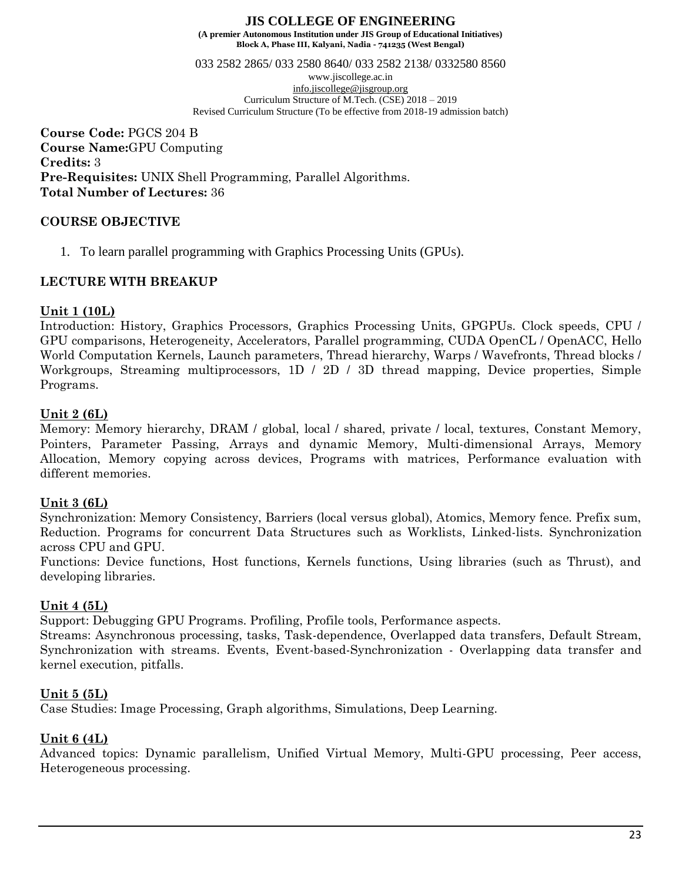**JIS COLLEGE OF ENGINEERING**
**(A premier Autonomous Institution under JIS Group of Educational Initiatives)**
**Block A, Phase III, Kalyani, Nadia - 741235 (West Bengal)**

033 2582 2865/ 033 2580 8640/ 033 2582 2138/ 0332580 8560
www.jiscollege.ac.in
info.jiscollege@jisgroup.org
Curriculum Structure of M.Tech. (CSE) 2018 – 2019
Revised Curriculum Structure (To be effective from 2018-19 admission batch)

**Course Code:** PGCS 204 B
**Course Name:**GPU Computing
**Credits:** 3
**Pre-Requisites:** UNIX Shell Programming, Parallel Algorithms.
**Total Number of Lectures:** 36

## COURSE OBJECTIVE

1. To learn parallel programming with Graphics Processing Units (GPUs).

## LECTURE WITH BREAKUP

**Unit 1 (10L)**
Introduction: History, Graphics Processors, Graphics Processing Units, GPGPUs. Clock speeds, CPU / GPU comparisons, Heterogeneity, Accelerators, Parallel programming, CUDA OpenCL / OpenACC, Hello World Computation Kernels, Launch parameters, Thread hierarchy, Warps / Wavefronts, Thread blocks / Workgroups, Streaming multiprocessors, 1D / 2D / 3D thread mapping, Device properties, Simple Programs.

**Unit 2 (6L)**
Memory: Memory hierarchy, DRAM / global, local / shared, private / local, textures, Constant Memory, Pointers, Parameter Passing, Arrays and dynamic Memory, Multi-dimensional Arrays, Memory Allocation, Memory copying across devices, Programs with matrices, Performance evaluation with different memories.

**Unit 3 (6L)**
Synchronization: Memory Consistency, Barriers (local versus global), Atomics, Memory fence. Prefix sum, Reduction. Programs for concurrent Data Structures such as Worklists, Linked-lists. Synchronization across CPU and GPU.
Functions: Device functions, Host functions, Kernels functions, Using libraries (such as Thrust), and developing libraries.

**Unit 4 (5L)**
Support: Debugging GPU Programs. Profiling, Profile tools, Performance aspects.
Streams: Asynchronous processing, tasks, Task-dependence, Overlapped data transfers, Default Stream, Synchronization with streams. Events, Event-based-Synchronization - Overlapping data transfer and kernel execution, pitfalls.

**Unit 5 (5L)**
Case Studies: Image Processing, Graph algorithms, Simulations, Deep Learning.

**Unit 6 (4L)**
Advanced topics: Dynamic parallelism, Unified Virtual Memory, Multi-GPU processing, Peer access, Heterogeneous processing.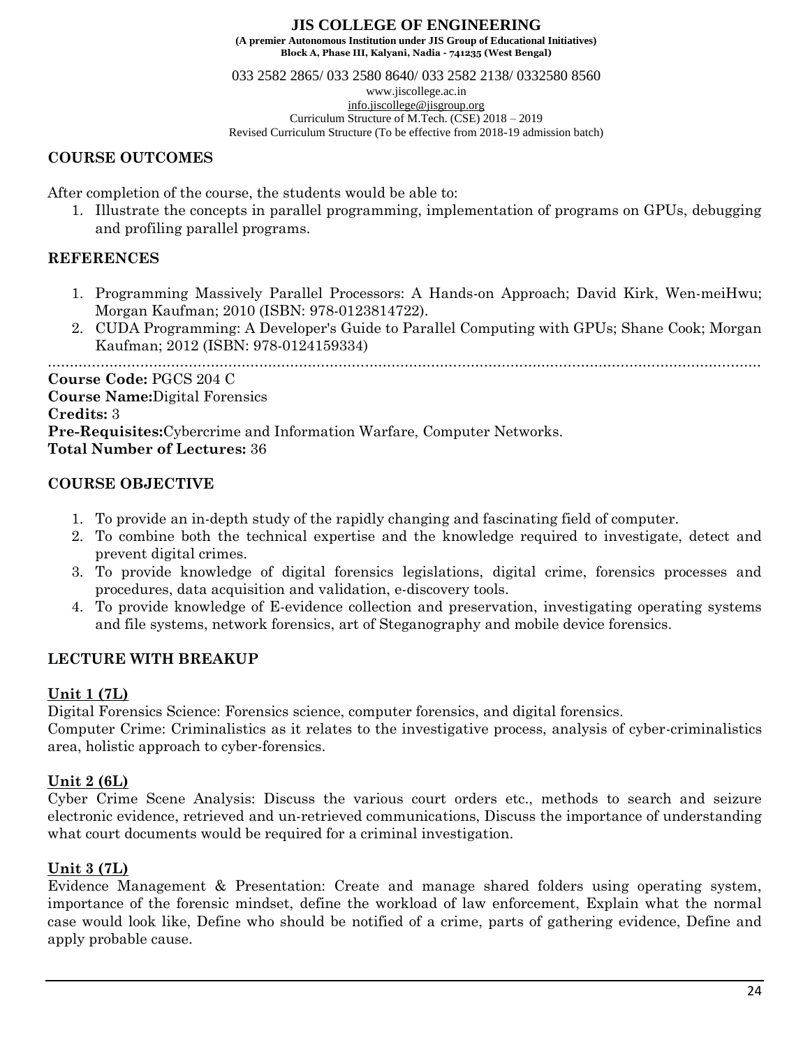## COURSE OUTCOMES

After completion of the course, the students would be able to:

1. Illustrate the concepts in parallel programming, implementation of programs on GPUs, debugging and profiling parallel programs.

## REFERENCES

1. Programming Massively Parallel Processors: A Hands-on Approach; David Kirk, Wen-meiHwu; Morgan Kaufman; 2010 (ISBN: 978-0123814722).
2. CUDA Programming: A Developer's Guide to Parallel Computing with GPUs; Shane Cook; Morgan Kaufman; 2012 (ISBN: 978-0124159334)

.....................................................................................................................................................................

**Course Code:** PGCS 204 C
**Course Name:**Digital Forensics
**Credits:** 3
**Pre-Requisites:**Cybercrime and Information Warfare, Computer Networks.
**Total Number of Lectures:** 36

## COURSE OBJECTIVE

1. To provide an in-depth study of the rapidly changing and fascinating field of computer.
2. To combine both the technical expertise and the knowledge required to investigate, detect and prevent digital crimes.
3. To provide knowledge of digital forensics legislations, digital crime, forensics processes and procedures, data acquisition and validation, e-discovery tools.
4. To provide knowledge of E-evidence collection and preservation, investigating operating systems and file systems, network forensics, art of Steganography and mobile device forensics.

## LECTURE WITH BREAKUP

**Unit 1 (7L)**

Digital Forensics Science: Forensics science, computer forensics, and digital forensics.
Computer Crime: Criminalistics as it relates to the investigative process, analysis of cyber-criminalistics area, holistic approach to cyber-forensics.

**Unit 2 (6L)**

Cyber Crime Scene Analysis: Discuss the various court orders etc., methods to search and seizure electronic evidence, retrieved and un-retrieved communications, Discuss the importance of understanding what court documents would be required for a criminal investigation.

**Unit 3 (7L)**

Evidence Management & Presentation: Create and manage shared folders using operating system, importance of the forensic mindset, define the workload of law enforcement, Explain what the normal case would look like, Define who should be notified of a crime, parts of gathering evidence, Define and apply probable cause.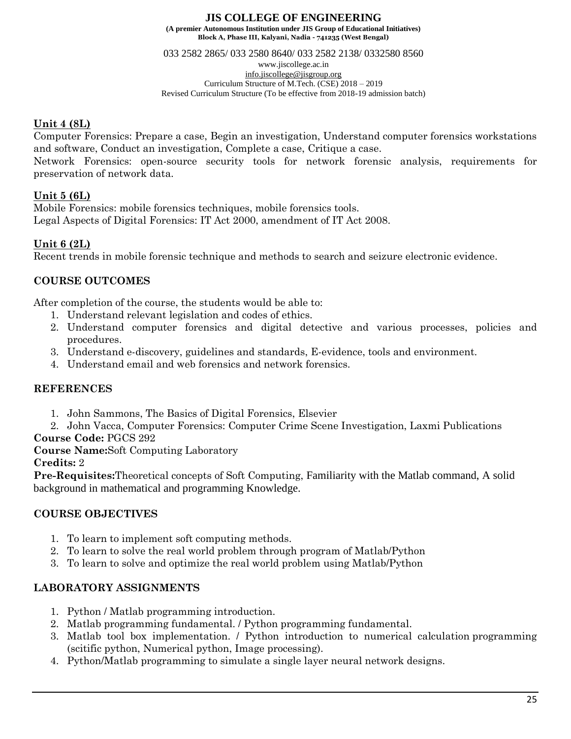**Unit 4 (8L)**

Computer Forensics: Prepare a case, Begin an investigation, Understand computer forensics workstations and software, Conduct an investigation, Complete a case, Critique a case.

Network Forensics: open-source security tools for network forensic analysis, requirements for preservation of network data.

**Unit 5 (6L)**

Mobile Forensics: mobile forensics techniques, mobile forensics tools.

Legal Aspects of Digital Forensics: IT Act 2000, amendment of IT Act 2008.

**Unit 6 (2L)**

Recent trends in mobile forensic technique and methods to search and seizure electronic evidence.

## COURSE OUTCOMES

After completion of the course, the students would be able to:

1. Understand relevant legislation and codes of ethics.
2. Understand computer forensics and digital detective and various processes, policies and procedures.
3. Understand e-discovery, guidelines and standards, E-evidence, tools and environment.
4. Understand email and web forensics and network forensics.

## REFERENCES

1. John Sammons, The Basics of Digital Forensics, Elsevier
2. John Vacca, Computer Forensics: Computer Crime Scene Investigation, Laxmi Publications

**Course Code:** PGCS 292

**Course Name:**Soft Computing Laboratory

**Credits:** 2

**Pre-Requisites:**Theoretical concepts of Soft Computing, Familiarity with the Matlab command, A solid background in mathematical and programming Knowledge.

## COURSE OBJECTIVES

1. To learn to implement soft computing methods.
2. To learn to solve the real world problem through program of Matlab/Python
3. To learn to solve and optimize the real world problem using Matlab/Python

## LABORATORY ASSIGNMENTS

1. Python / Matlab programming introduction.
2. Matlab programming fundamental. / Python programming fundamental.
3. Matlab tool box implementation. / Python introduction to numerical calculation programming (scitific python, Numerical python, Image processing).
4. Python/Matlab programming to simulate a single layer neural network designs.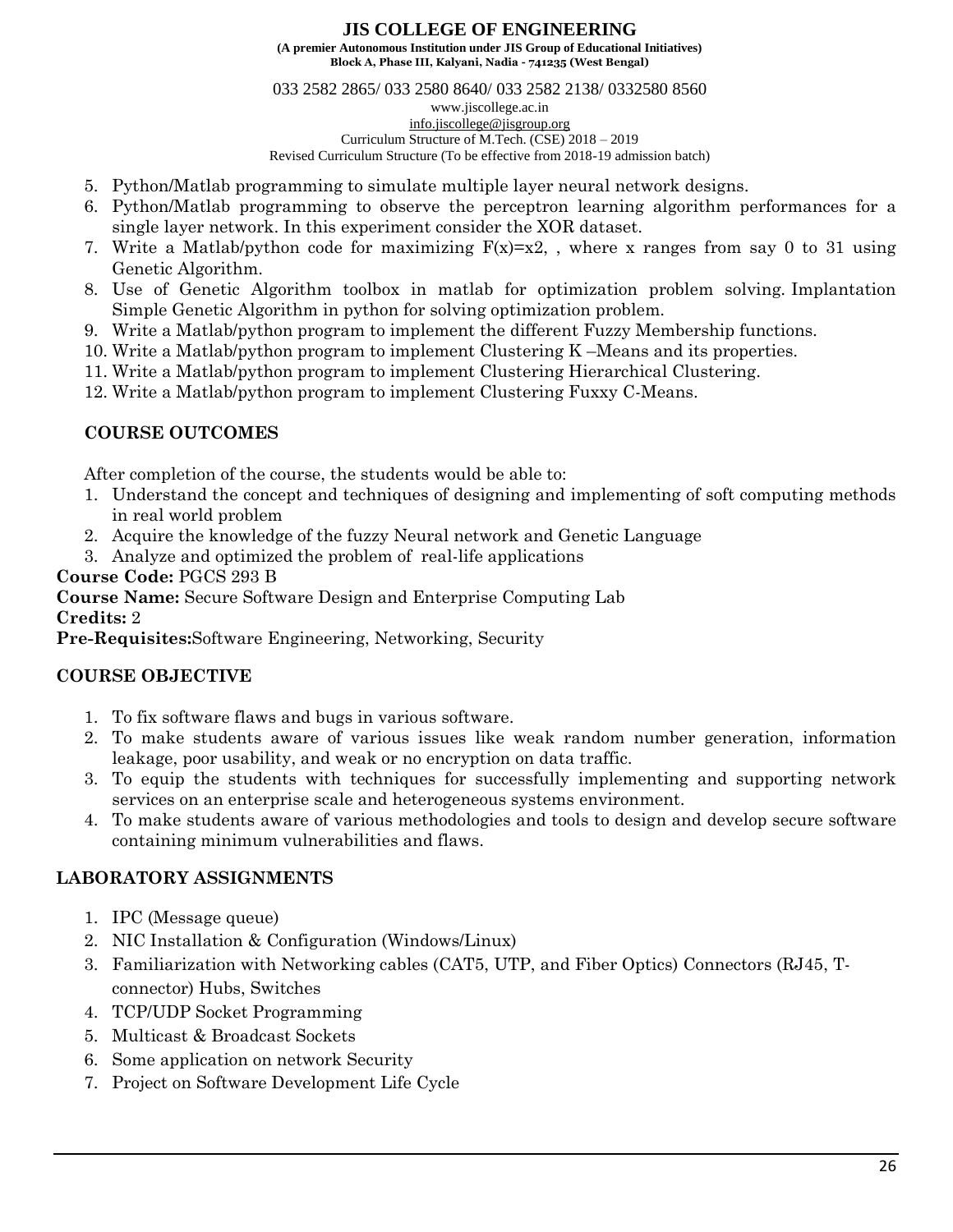5. Python/Matlab programming to simulate multiple layer neural network designs.
6. Python/Matlab programming to observe the perceptron learning algorithm performances for a single layer network. In this experiment consider the XOR dataset.
7. Write a Matlab/python code for maximizing F(x)=x2, , where x ranges from say 0 to 31 using Genetic Algorithm.
8. Use of Genetic Algorithm toolbox in matlab for optimization problem solving. Implantation Simple Genetic Algorithm in python for solving optimization problem.
9. Write a Matlab/python program to implement the different Fuzzy Membership functions.
10. Write a Matlab/python program to implement Clustering K –Means and its properties.
11. Write a Matlab/python program to implement Clustering Hierarchical Clustering.
12. Write a Matlab/python program to implement Clustering Fuxxy C-Means.

### COURSE OUTCOMES

After completion of the course, the students would be able to:

1. Understand the concept and techniques of designing and implementing of soft computing methods in real world problem
2. Acquire the knowledge of the fuzzy Neural network and Genetic Language
3. Analyze and optimized the problem of real-life applications

**Course Code:** PGCS 293 B
**Course Name:** Secure Software Design and Enterprise Computing Lab
**Credits:** 2
**Pre-Requisites:**Software Engineering, Networking, Security

### COURSE OBJECTIVE

1. To fix software flaws and bugs in various software.
2. To make students aware of various issues like weak random number generation, information leakage, poor usability, and weak or no encryption on data traffic.
3. To equip the students with techniques for successfully implementing and supporting network services on an enterprise scale and heterogeneous systems environment.
4. To make students aware of various methodologies and tools to design and develop secure software containing minimum vulnerabilities and flaws.

### LABORATORY ASSIGNMENTS

1. IPC (Message queue)
2. NIC Installation & Configuration (Windows/Linux)
3. Familiarization with Networking cables (CAT5, UTP, and Fiber Optics) Connectors (RJ45, T-connector) Hubs, Switches
4. TCP/UDP Socket Programming
5. Multicast & Broadcast Sockets
6. Some application on network Security
7. Project on Software Development Life Cycle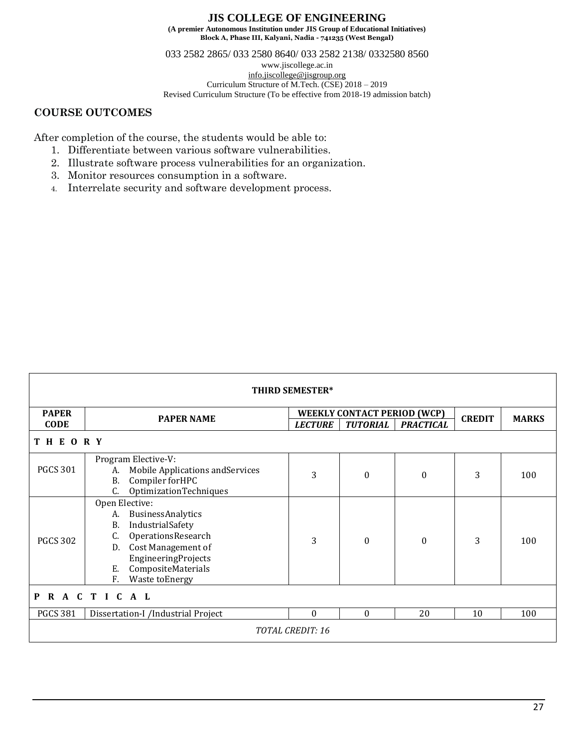## COURSE OUTCOMES

After completion of the course, the students would be able to:

1. Differentiate between various software vulnerabilities.
2. Illustrate software process vulnerabilities for an organization.
3. Monitor resources consumption in a software.
4. Interrelate security and software development process.

| THIRD SEMESTER* | | | | | | |
|---|---|---|---|---|---|---|
| **PAPER CODE** | **PAPER NAME** | **WEEKLY CONTACT PERIOD (WCP)** | | | **CREDIT** | **MARKS** |
| | | ***LECTURE*** | ***TUTORIAL*** | ***PRACTICAL*** | | |
| **T H E O R Y** | | | | | | |
| PGCS 301 | Program Elective-V:<br>A. Mobile Applications andServices<br>B. Compiler forHPC<br>C. OptimizationTechniques | 3 | 0 | 0 | 3 | 100 |
| PGCS 302 | Open Elective:<br>A. BusinessAnalytics<br>B. IndustrialSafety<br>C. OperationsResearch<br>D. Cost Management of EngineeringProjects<br>E. CompositeMaterials<br>F. Waste toEnergy | 3 | 0 | 0 | 3 | 100 |
| **P R A C T I C A L** | | | | | | |
| PGCS 381 | Dissertation-I /Industrial Project | 0 | 0 | 20 | 10 | 100 |
| *TOTAL CREDIT: 16* | | | | | | |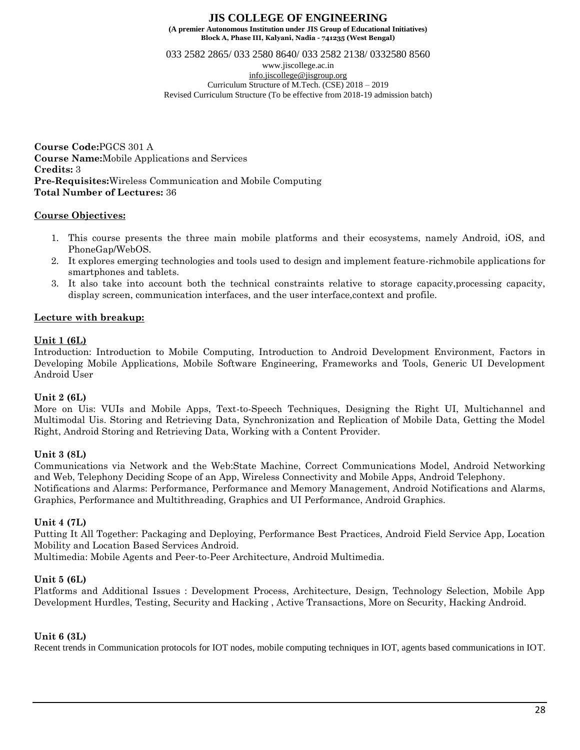# JIS COLLEGE OF ENGINEERING

**(A premier Autonomous Institution under JIS Group of Educational Initiatives)**
**Block A, Phase III, Kalyani, Nadia - 741235 (West Bengal)**

033 2582 2865/ 033 2580 8640/ 033 2582 2138/ 0332580 8560
www.jiscollege.ac.in
info.jiscollege@jisgroup.org
Curriculum Structure of M.Tech. (CSE) 2018 – 2019
Revised Curriculum Structure (To be effective from 2018-19 admission batch)

**Course Code:**PGCS 301 A
**Course Name:**Mobile Applications and Services
**Credits:** 3
**Pre-Requisites:**Wireless Communication and Mobile Computing
**Total Number of Lectures:** 36

**Course Objectives:**

1. This course presents the three main mobile platforms and their ecosystems, namely Android, iOS, and PhoneGap/WebOS.
2. It explores emerging technologies and tools used to design and implement feature-richmobile applications for smartphones and tablets.
3. It also take into account both the technical constraints relative to storage capacity,processing capacity, display screen, communication interfaces, and the user interface,context and profile.

**Lecture with breakup:**

**Unit 1 (6L)**
Introduction: Introduction to Mobile Computing, Introduction to Android Development Environment, Factors in Developing Mobile Applications, Mobile Software Engineering, Frameworks and Tools, Generic UI Development Android User

**Unit 2 (6L)**
More on Uis: VUIs and Mobile Apps, Text-to-Speech Techniques, Designing the Right UI, Multichannel and Multimodal Uis. Storing and Retrieving Data, Synchronization and Replication of Mobile Data, Getting the Model Right, Android Storing and Retrieving Data, Working with a Content Provider.

**Unit 3 (8L)**
Communications via Network and the Web:State Machine, Correct Communications Model, Android Networking and Web, Telephony Deciding Scope of an App, Wireless Connectivity and Mobile Apps, Android Telephony.
Notifications and Alarms: Performance, Performance and Memory Management, Android Notifications and Alarms, Graphics, Performance and Multithreading, Graphics and UI Performance, Android Graphics.

**Unit 4 (7L)**
Putting It All Together: Packaging and Deploying, Performance Best Practices, Android Field Service App, Location Mobility and Location Based Services Android.
Multimedia: Mobile Agents and Peer-to-Peer Architecture, Android Multimedia.

**Unit 5 (6L)**
Platforms and Additional Issues : Development Process, Architecture, Design, Technology Selection, Mobile App Development Hurdles, Testing, Security and Hacking , Active Transactions, More on Security, Hacking Android.

**Unit 6 (3L)**
Recent trends in Communication protocols for IOT nodes, mobile computing techniques in IOT, agents based communications in IOT.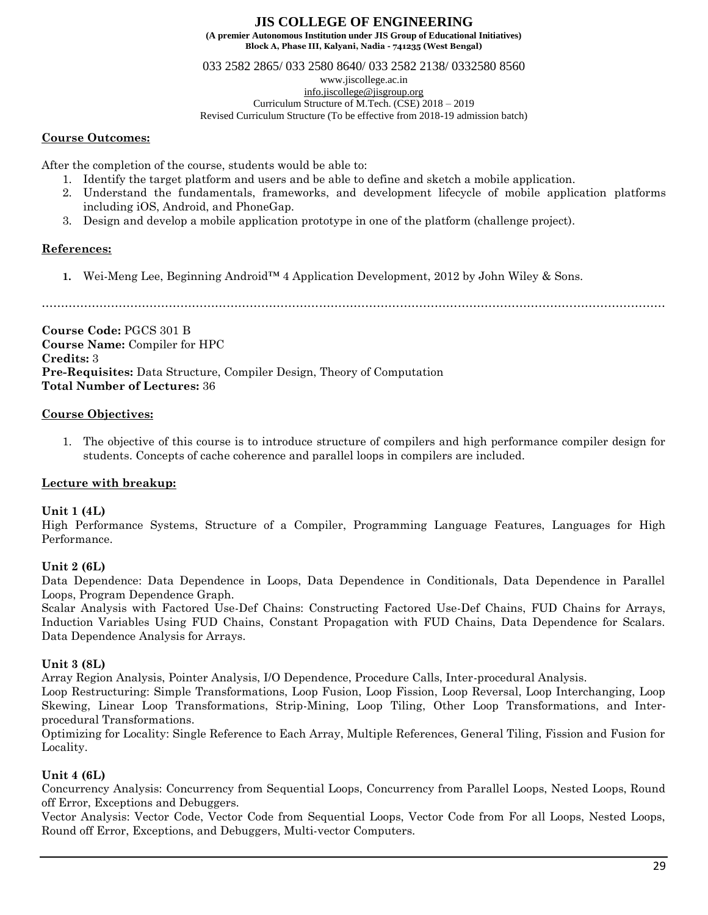**Course Outcomes:**

After the completion of the course, students would be able to:

1. Identify the target platform and users and be able to define and sketch a mobile application.
2. Understand the fundamentals, frameworks, and development lifecycle of mobile application platforms including iOS, Android, and PhoneGap.
3. Design and develop a mobile application prototype in one of the platform (challenge project).

**References:**

1. Wei-Meng Lee, Beginning Android™ 4 Application Development, 2012 by John Wiley & Sons.

……………………………………………………………………………………………………………………………………………

**Course Code:** PGCS 301 B
**Course Name:** Compiler for HPC
**Credits:** 3
**Pre-Requisites:** Data Structure, Compiler Design, Theory of Computation
**Total Number of Lectures:** 36

**Course Objectives:**

1. The objective of this course is to introduce structure of compilers and high performance compiler design for students. Concepts of cache coherence and parallel loops in compilers are included.

**Lecture with breakup:**

**Unit 1 (4L)**
High Performance Systems, Structure of a Compiler, Programming Language Features, Languages for High Performance.

**Unit 2 (6L)**
Data Dependence: Data Dependence in Loops, Data Dependence in Conditionals, Data Dependence in Parallel Loops, Program Dependence Graph.
Scalar Analysis with Factored Use-Def Chains: Constructing Factored Use-Def Chains, FUD Chains for Arrays, Induction Variables Using FUD Chains, Constant Propagation with FUD Chains, Data Dependence for Scalars. Data Dependence Analysis for Arrays.

**Unit 3 (8L)**
Array Region Analysis, Pointer Analysis, I/O Dependence, Procedure Calls, Inter-procedural Analysis.
Loop Restructuring: Simple Transformations, Loop Fusion, Loop Fission, Loop Reversal, Loop Interchanging, Loop Skewing, Linear Loop Transformations, Strip-Mining, Loop Tiling, Other Loop Transformations, and Inter-procedural Transformations.
Optimizing for Locality: Single Reference to Each Array, Multiple References, General Tiling, Fission and Fusion for Locality.

**Unit 4 (6L)**
Concurrency Analysis: Concurrency from Sequential Loops, Concurrency from Parallel Loops, Nested Loops, Round off Error, Exceptions and Debuggers.
Vector Analysis: Vector Code, Vector Code from Sequential Loops, Vector Code from For all Loops, Nested Loops, Round off Error, Exceptions, and Debuggers, Multi-vector Computers.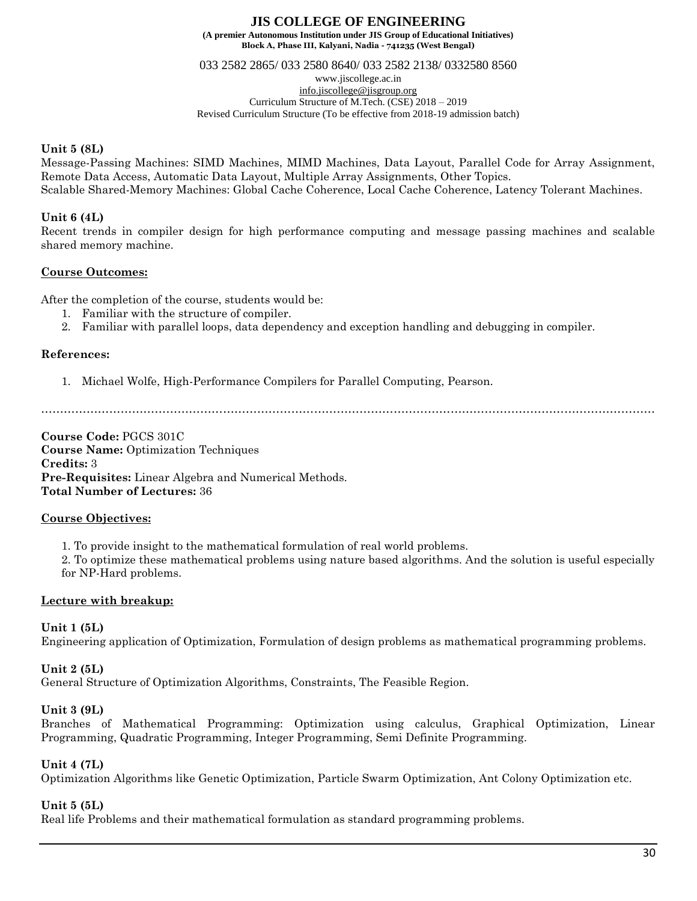**Unit 5 (8L)**

Message-Passing Machines: SIMD Machines, MIMD Machines, Data Layout, Parallel Code for Array Assignment, Remote Data Access, Automatic Data Layout, Multiple Array Assignments, Other Topics.
Scalable Shared-Memory Machines: Global Cache Coherence, Local Cache Coherence, Latency Tolerant Machines.

**Unit 6 (4L)**

Recent trends in compiler design for high performance computing and message passing machines and scalable shared memory machine.

**Course Outcomes:**

After the completion of the course, students would be:

1. Familiar with the structure of compiler.
2. Familiar with parallel loops, data dependency and exception handling and debugging in compiler.

**References:**

1. Michael Wolfe, High-Performance Compilers for Parallel Computing, Pearson.

……………………………………………………………………………………………………………………………………

**Course Code:** PGCS 301C
**Course Name:** Optimization Techniques
**Credits:** 3
**Pre-Requisites:** Linear Algebra and Numerical Methods.
**Total Number of Lectures:** 36

**Course Objectives:**

1. To provide insight to the mathematical formulation of real world problems.
2. To optimize these mathematical problems using nature based algorithms. And the solution is useful especially for NP-Hard problems.

**Lecture with breakup:**

**Unit 1 (5L)**

Engineering application of Optimization, Formulation of design problems as mathematical programming problems.

**Unit 2 (5L)**

General Structure of Optimization Algorithms, Constraints, The Feasible Region.

**Unit 3 (9L)**

Branches of Mathematical Programming: Optimization using calculus, Graphical Optimization, Linear Programming, Quadratic Programming, Integer Programming, Semi Definite Programming.

**Unit 4 (7L)**

Optimization Algorithms like Genetic Optimization, Particle Swarm Optimization, Ant Colony Optimization etc.

**Unit 5 (5L)**

Real life Problems and their mathematical formulation as standard programming problems.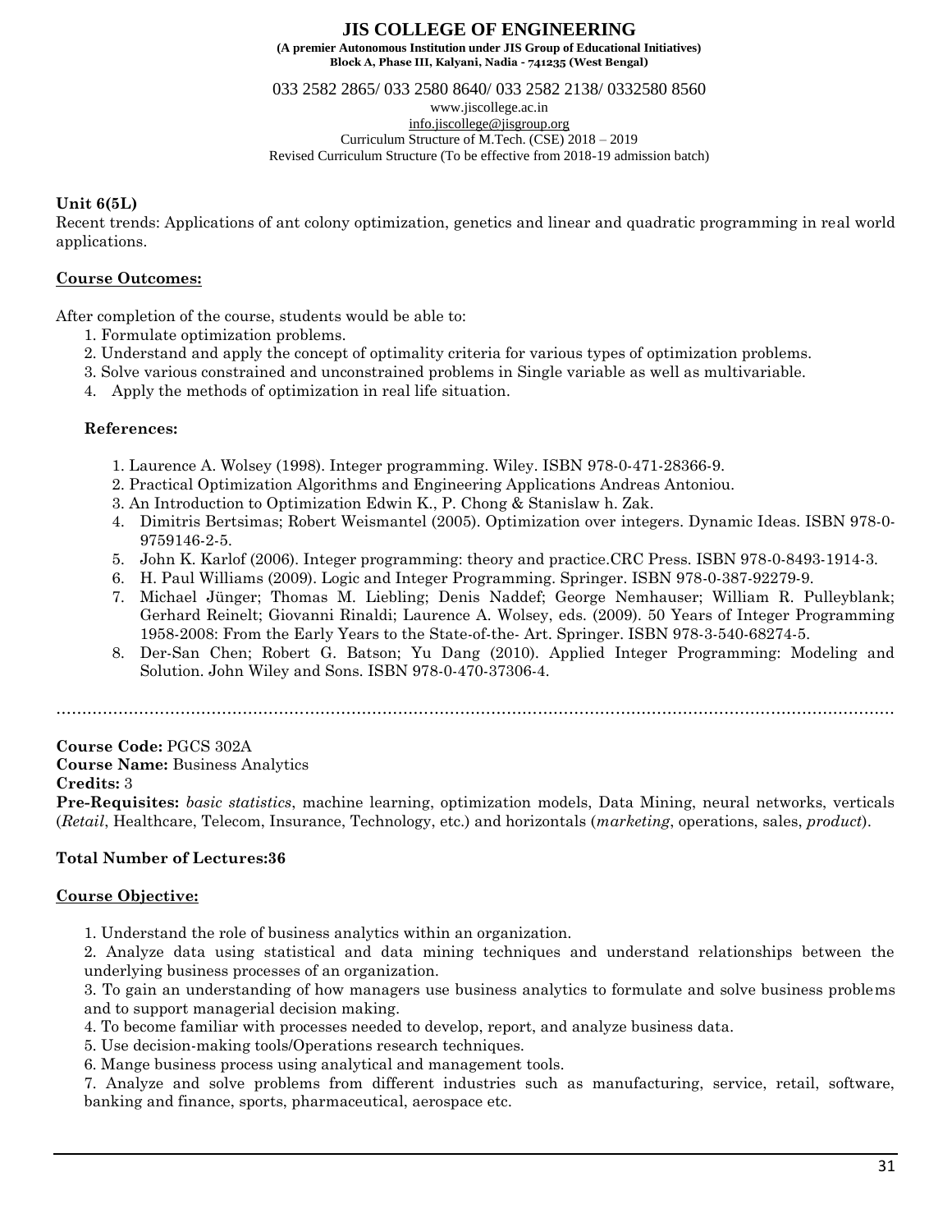**Unit 6(5L)**

Recent trends: Applications of ant colony optimization, genetics and linear and quadratic programming in real world applications.

**Course Outcomes:**

After completion of the course, students would be able to:

1. Formulate optimization problems.
2. Understand and apply the concept of optimality criteria for various types of optimization problems.
3. Solve various constrained and unconstrained problems in Single variable as well as multivariable.
4. Apply the methods of optimization in real life situation.

**References:**

1. Laurence A. Wolsey (1998). Integer programming. Wiley. ISBN 978-0-471-28366-9.
2. Practical Optimization Algorithms and Engineering Applications Andreas Antoniou.
3. An Introduction to Optimization Edwin K., P. Chong & Stanislaw h. Zak.
4. Dimitris Bertsimas; Robert Weismantel (2005). Optimization over integers. Dynamic Ideas. ISBN 978-0-9759146-2-5.
5. John K. Karlof (2006). Integer programming: theory and practice.CRC Press. ISBN 978-0-8493-1914-3.
6. H. Paul Williams (2009). Logic and Integer Programming. Springer. ISBN 978-0-387-92279-9.
7. Michael Jünger; Thomas M. Liebling; Denis Naddef; George Nemhauser; William R. Pulleyblank; Gerhard Reinelt; Giovanni Rinaldi; Laurence A. Wolsey, eds. (2009). 50 Years of Integer Programming 1958-2008: From the Early Years to the State-of-the- Art. Springer. ISBN 978-3-540-68274-5.
8. Der-San Chen; Robert G. Batson; Yu Dang (2010). Applied Integer Programming: Modeling and Solution. John Wiley and Sons. ISBN 978-0-470-37306-4.

.......................................................................................................................................................

**Course Code:** PGCS 302A
**Course Name:** Business Analytics
**Credits:** 3
**Pre-Requisites:** *basic statistics*, machine learning, optimization models, Data Mining, neural networks, verticals (*Retail*, Healthcare, Telecom, Insurance, Technology, etc.) and horizontals (*marketing*, operations, sales, *product*).

**Total Number of Lectures:36**

**Course Objective:**

1. Understand the role of business analytics within an organization.
2. Analyze data using statistical and data mining techniques and understand relationships between the underlying business processes of an organization.
3. To gain an understanding of how managers use business analytics to formulate and solve business problems and to support managerial decision making.
4. To become familiar with processes needed to develop, report, and analyze business data.
5. Use decision-making tools/Operations research techniques.
6. Mange business process using analytical and management tools.
7. Analyze and solve problems from different industries such as manufacturing, service, retail, software, banking and finance, sports, pharmaceutical, aerospace etc.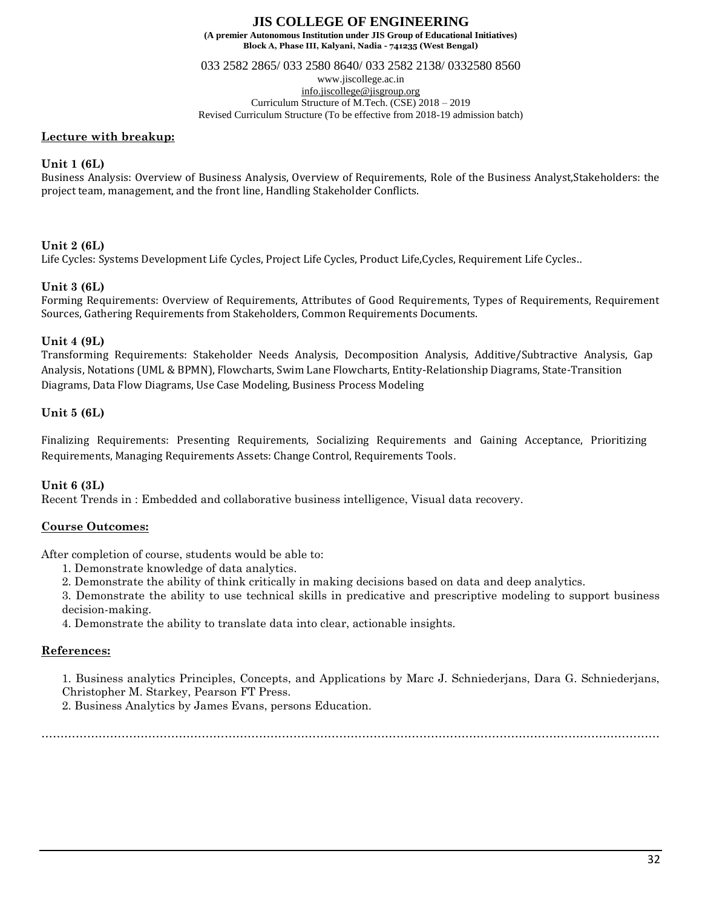**Lecture with breakup:**

**Unit 1 (6L)**

Business Analysis: Overview of Business Analysis, Overview of Requirements, Role of the Business Analyst,Stakeholders: the project team, management, and the front line, Handling Stakeholder Conflicts.

**Unit 2 (6L)**

Life Cycles: Systems Development Life Cycles, Project Life Cycles, Product Life,Cycles, Requirement Life Cycles..

**Unit 3 (6L)**

Forming Requirements: Overview of Requirements, Attributes of Good Requirements, Types of Requirements, Requirement Sources, Gathering Requirements from Stakeholders, Common Requirements Documents.

**Unit 4 (9L)**

Transforming Requirements: Stakeholder Needs Analysis, Decomposition Analysis, Additive/Subtractive Analysis, Gap Analysis, Notations (UML & BPMN), Flowcharts, Swim Lane Flowcharts, Entity-Relationship Diagrams, State-Transition Diagrams, Data Flow Diagrams, Use Case Modeling, Business Process Modeling

**Unit 5 (6L)**

Finalizing Requirements: Presenting Requirements, Socializing Requirements and Gaining Acceptance, Prioritizing Requirements, Managing Requirements Assets: Change Control, Requirements Tools.

**Unit 6 (3L)**

Recent Trends in : Embedded and collaborative business intelligence, Visual data recovery.

**Course Outcomes:**

After completion of course, students would be able to:

1. Demonstrate knowledge of data analytics.
2. Demonstrate the ability of think critically in making decisions based on data and deep analytics.
3. Demonstrate the ability to use technical skills in predicative and prescriptive modeling to support business decision-making.
4. Demonstrate the ability to translate data into clear, actionable insights.

**References:**

1. Business analytics Principles, Concepts, and Applications by Marc J. Schniederjans, Dara G. Schniederjans, Christopher M. Starkey, Pearson FT Press.
2. Business Analytics by James Evans, persons Education.

……………………………………………………………………………………………………………………………………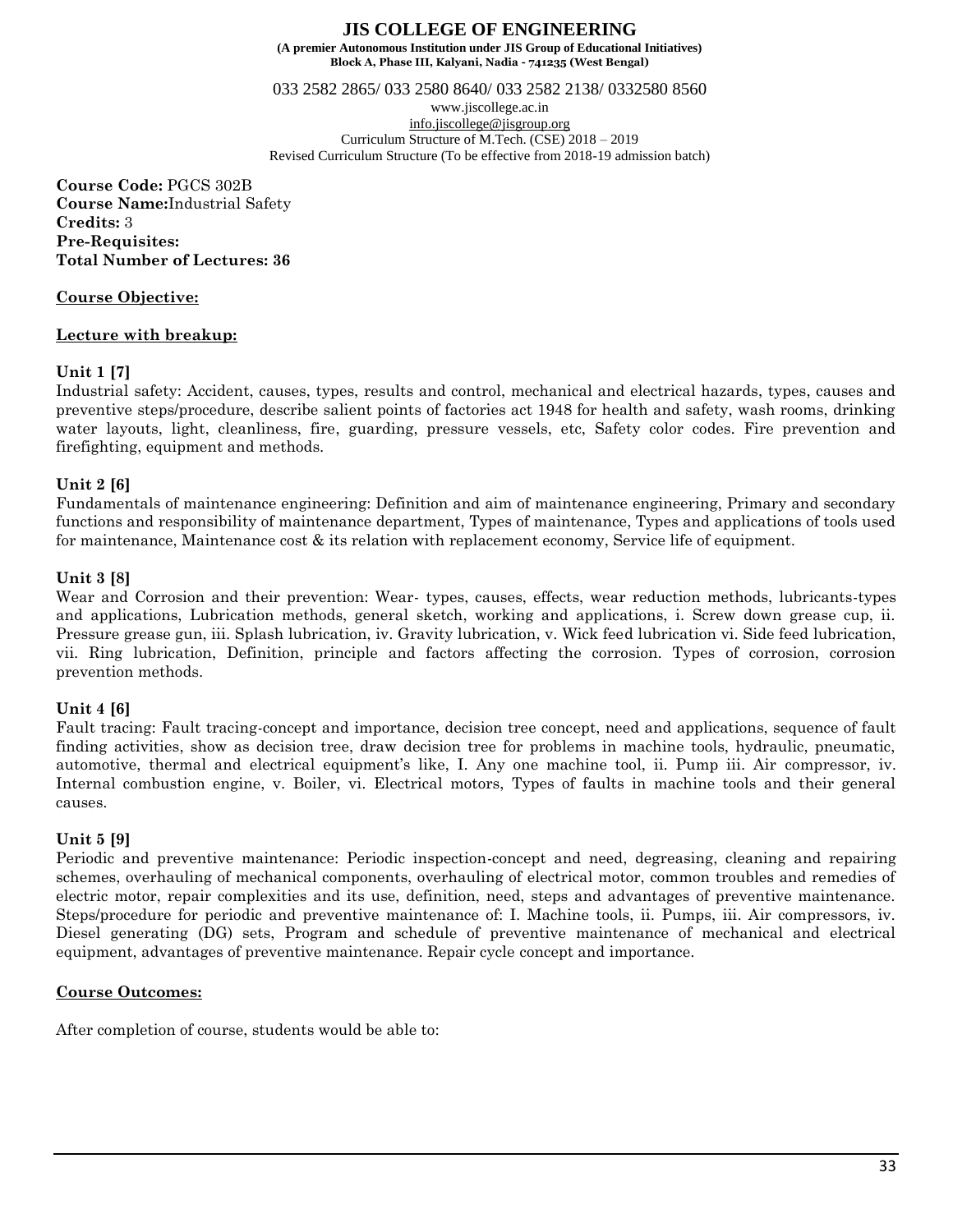**JIS COLLEGE OF ENGINEERING**
**(A premier Autonomous Institution under JIS Group of Educational Initiatives)**
**Block A, Phase III, Kalyani, Nadia - 741235 (West Bengal)**

033 2582 2865/ 033 2580 8640/ 033 2582 2138/ 0332580 8560
www.jiscollege.ac.in
info.jiscollege@jisgroup.org
Curriculum Structure of M.Tech. (CSE) 2018 – 2019
Revised Curriculum Structure (To be effective from 2018-19 admission batch)

**Course Code:** PGCS 302B
**Course Name:**Industrial Safety
**Credits:** 3
**Pre-Requisites:**
**Total Number of Lectures: 36**

**Course Objective:**

**Lecture with breakup:**

**Unit 1 [7]**
Industrial safety: Accident, causes, types, results and control, mechanical and electrical hazards, types, causes and preventive steps/procedure, describe salient points of factories act 1948 for health and safety, wash rooms, drinking water layouts, light, cleanliness, fire, guarding, pressure vessels, etc, Safety color codes. Fire prevention and firefighting, equipment and methods.

**Unit 2 [6]**
Fundamentals of maintenance engineering: Definition and aim of maintenance engineering, Primary and secondary functions and responsibility of maintenance department, Types of maintenance, Types and applications of tools used for maintenance, Maintenance cost & its relation with replacement economy, Service life of equipment.

**Unit 3 [8]**
Wear and Corrosion and their prevention: Wear- types, causes, effects, wear reduction methods, lubricants-types and applications, Lubrication methods, general sketch, working and applications, i. Screw down grease cup, ii. Pressure grease gun, iii. Splash lubrication, iv. Gravity lubrication, v. Wick feed lubrication vi. Side feed lubrication, vii. Ring lubrication, Definition, principle and factors affecting the corrosion. Types of corrosion, corrosion prevention methods.

**Unit 4 [6]**
Fault tracing: Fault tracing-concept and importance, decision tree concept, need and applications, sequence of fault finding activities, show as decision tree, draw decision tree for problems in machine tools, hydraulic, pneumatic, automotive, thermal and electrical equipment's like, I. Any one machine tool, ii. Pump iii. Air compressor, iv. Internal combustion engine, v. Boiler, vi. Electrical motors, Types of faults in machine tools and their general causes.

**Unit 5 [9]**
Periodic and preventive maintenance: Periodic inspection-concept and need, degreasing, cleaning and repairing schemes, overhauling of mechanical components, overhauling of electrical motor, common troubles and remedies of electric motor, repair complexities and its use, definition, need, steps and advantages of preventive maintenance. Steps/procedure for periodic and preventive maintenance of: I. Machine tools, ii. Pumps, iii. Air compressors, iv. Diesel generating (DG) sets, Program and schedule of preventive maintenance of mechanical and electrical equipment, advantages of preventive maintenance. Repair cycle concept and importance.

**Course Outcomes:**

After completion of course, students would be able to: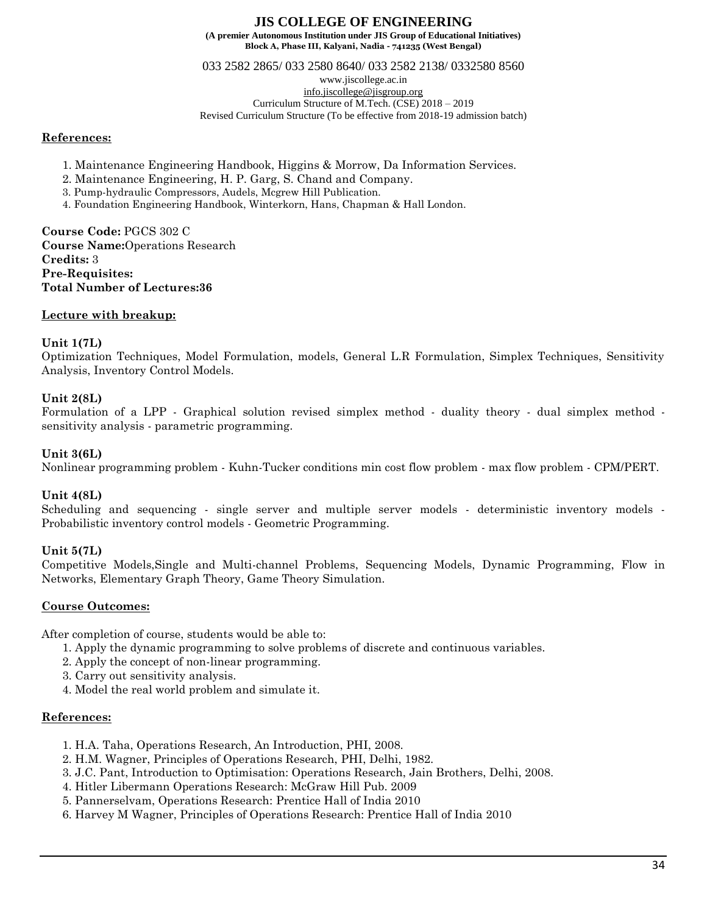## References:

1. Maintenance Engineering Handbook, Higgins & Morrow, Da Information Services.
2. Maintenance Engineering, H. P. Garg, S. Chand and Company.
3. Pump-hydraulic Compressors, Audels, Mcgrew Hill Publication.
4. Foundation Engineering Handbook, Winterkorn, Hans, Chapman & Hall London.

**Course Code:** PGCS 302 C
**Course Name:**Operations Research
**Credits:** 3
**Pre-Requisites:**
**Total Number of Lectures:36**

## Lecture with breakup:

**Unit 1(7L)**
Optimization Techniques, Model Formulation, models, General L.R Formulation, Simplex Techniques, Sensitivity Analysis, Inventory Control Models.

**Unit 2(8L)**
Formulation of a LPP - Graphical solution revised simplex method - duality theory - dual simplex method - sensitivity analysis - parametric programming.

**Unit 3(6L)**
Nonlinear programming problem - Kuhn-Tucker conditions min cost flow problem - max flow problem - CPM/PERT.

**Unit 4(8L)**
Scheduling and sequencing - single server and multiple server models - deterministic inventory models - Probabilistic inventory control models - Geometric Programming.

**Unit 5(7L)**
Competitive Models,Single and Multi-channel Problems, Sequencing Models, Dynamic Programming, Flow in Networks, Elementary Graph Theory, Game Theory Simulation.

## Course Outcomes:

After completion of course, students would be able to:

1. Apply the dynamic programming to solve problems of discrete and continuous variables.
2. Apply the concept of non-linear programming.
3. Carry out sensitivity analysis.
4. Model the real world problem and simulate it.

## References:

1. H.A. Taha, Operations Research, An Introduction, PHI, 2008.
2. H.M. Wagner, Principles of Operations Research, PHI, Delhi, 1982.
3. J.C. Pant, Introduction to Optimisation: Operations Research, Jain Brothers, Delhi, 2008.
4. Hitler Libermann Operations Research: McGraw Hill Pub. 2009
5. Pannerselvam, Operations Research: Prentice Hall of India 2010
6. Harvey M Wagner, Principles of Operations Research: Prentice Hall of India 2010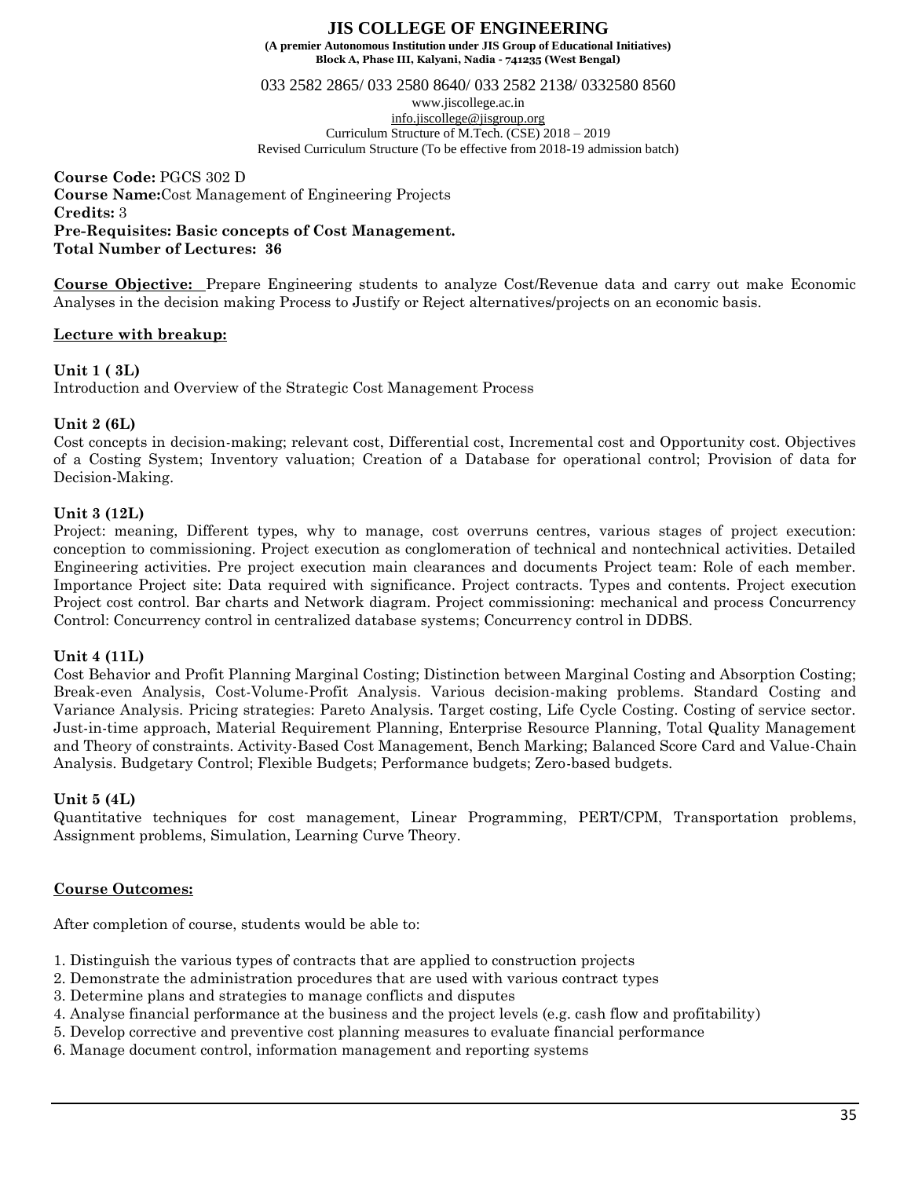# JIS COLLEGE OF ENGINEERING

**(A premier Autonomous Institution under JIS Group of Educational Initiatives)**
**Block A, Phase III, Kalyani, Nadia - 741235 (West Bengal)**

033 2582 2865/ 033 2580 8640/ 033 2582 2138/ 0332580 8560
www.jiscollege.ac.in
info.jiscollege@jisgroup.org
Curriculum Structure of M.Tech. (CSE) 2018 – 2019
Revised Curriculum Structure (To be effective from 2018-19 admission batch)

**Course Code:** PGCS 302 D
**Course Name:**Cost Management of Engineering Projects
**Credits:** 3
**Pre-Requisites: Basic concepts of Cost Management.**
**Total Number of Lectures: 36**

**Course Objective:** Prepare Engineering students to analyze Cost/Revenue data and carry out make Economic Analyses in the decision making Process to Justify or Reject alternatives/projects on an economic basis.

**Lecture with breakup:**

**Unit 1 ( 3L)**
Introduction and Overview of the Strategic Cost Management Process

**Unit 2 (6L)**
Cost concepts in decision-making; relevant cost, Differential cost, Incremental cost and Opportunity cost. Objectives of a Costing System; Inventory valuation; Creation of a Database for operational control; Provision of data for Decision-Making.

**Unit 3 (12L)**
Project: meaning, Different types, why to manage, cost overruns centres, various stages of project execution: conception to commissioning. Project execution as conglomeration of technical and nontechnical activities. Detailed Engineering activities. Pre project execution main clearances and documents Project team: Role of each member. Importance Project site: Data required with significance. Project contracts. Types and contents. Project execution Project cost control. Bar charts and Network diagram. Project commissioning: mechanical and process Concurrency Control: Concurrency control in centralized database systems; Concurrency control in DDBS.

**Unit 4 (11L)**
Cost Behavior and Profit Planning Marginal Costing; Distinction between Marginal Costing and Absorption Costing; Break-even Analysis, Cost-Volume-Profit Analysis. Various decision-making problems. Standard Costing and Variance Analysis. Pricing strategies: Pareto Analysis. Target costing, Life Cycle Costing. Costing of service sector. Just-in-time approach, Material Requirement Planning, Enterprise Resource Planning, Total Quality Management and Theory of constraints. Activity-Based Cost Management, Bench Marking; Balanced Score Card and Value-Chain Analysis. Budgetary Control; Flexible Budgets; Performance budgets; Zero-based budgets.

**Unit 5 (4L)**
Quantitative techniques for cost management, Linear Programming, PERT/CPM, Transportation problems, Assignment problems, Simulation, Learning Curve Theory.

**Course Outcomes:**

After completion of course, students would be able to:

1. Distinguish the various types of contracts that are applied to construction projects
2. Demonstrate the administration procedures that are used with various contract types
3. Determine plans and strategies to manage conflicts and disputes
4. Analyse financial performance at the business and the project levels (e.g. cash flow and profitability)
5. Develop corrective and preventive cost planning measures to evaluate financial performance
6. Manage document control, information management and reporting systems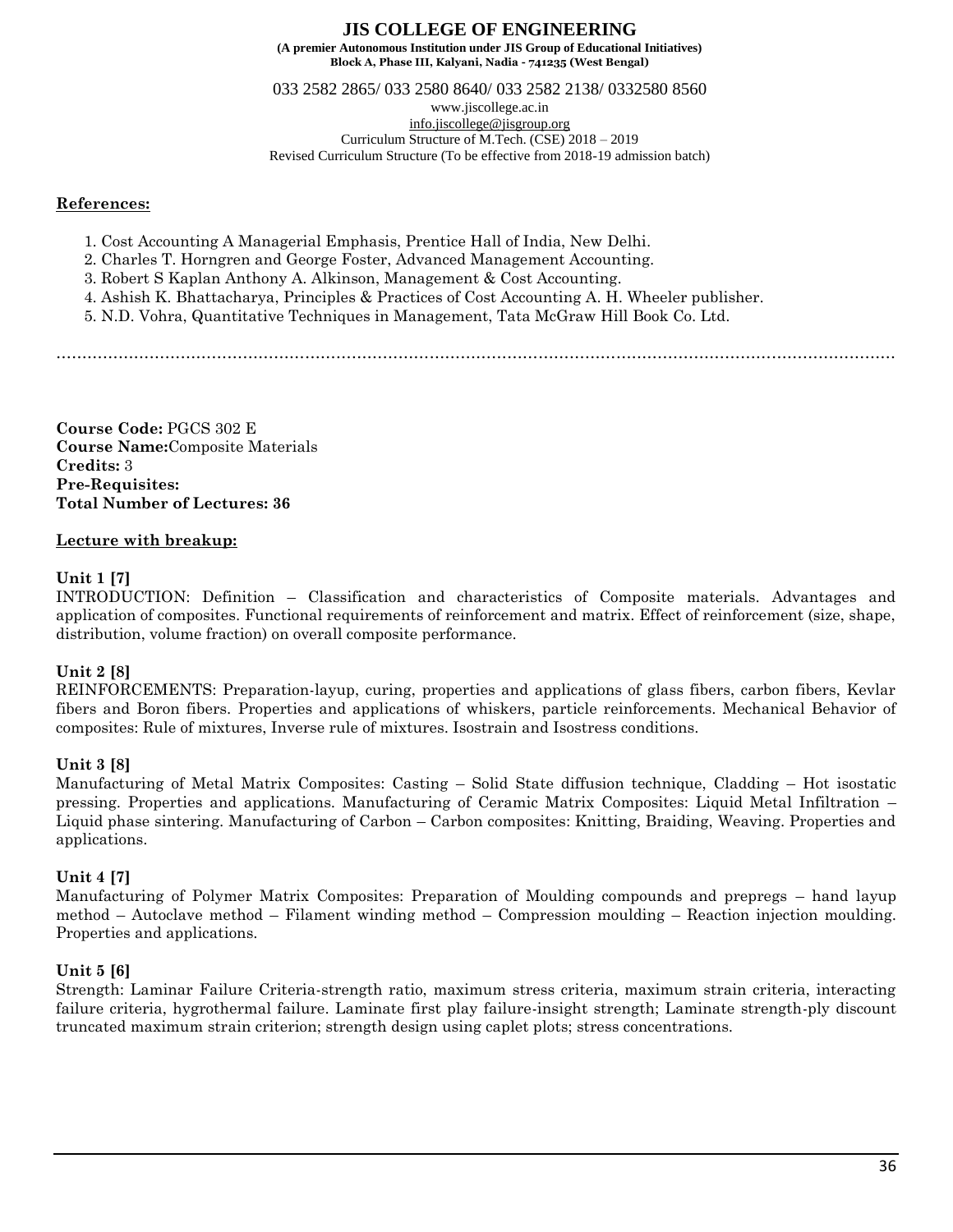**References:**

1. Cost Accounting A Managerial Emphasis, Prentice Hall of India, New Delhi.
2. Charles T. Horngren and George Foster, Advanced Management Accounting.
3. Robert S Kaplan Anthony A. Alkinson, Management & Cost Accounting.
4. Ashish K. Bhattacharya, Principles & Practices of Cost Accounting A. H. Wheeler publisher.
5. N.D. Vohra, Quantitative Techniques in Management, Tata McGraw Hill Book Co. Ltd.

……………………………………………………………………………………………………………………………………………

**Course Code:** PGCS 302 E
**Course Name:**Composite Materials
**Credits:** 3
**Pre-Requisites:**
**Total Number of Lectures: 36**

**Lecture with breakup:**

**Unit 1 [7]**
INTRODUCTION: Definition – Classification and characteristics of Composite materials. Advantages and application of composites. Functional requirements of reinforcement and matrix. Effect of reinforcement (size, shape, distribution, volume fraction) on overall composite performance.

**Unit 2 [8]**
REINFORCEMENTS: Preparation-layup, curing, properties and applications of glass fibers, carbon fibers, Kevlar fibers and Boron fibers. Properties and applications of whiskers, particle reinforcements. Mechanical Behavior of composites: Rule of mixtures, Inverse rule of mixtures. Isostrain and Isostress conditions.

**Unit 3 [8]**
Manufacturing of Metal Matrix Composites: Casting – Solid State diffusion technique, Cladding – Hot isostatic pressing. Properties and applications. Manufacturing of Ceramic Matrix Composites: Liquid Metal Infiltration – Liquid phase sintering. Manufacturing of Carbon – Carbon composites: Knitting, Braiding, Weaving. Properties and applications.

**Unit 4 [7]**
Manufacturing of Polymer Matrix Composites: Preparation of Moulding compounds and prepregs – hand layup method – Autoclave method – Filament winding method – Compression moulding – Reaction injection moulding. Properties and applications.

**Unit 5 [6]**
Strength: Laminar Failure Criteria-strength ratio, maximum stress criteria, maximum strain criteria, interacting failure criteria, hygrothermal failure. Laminate first play failure-insight strength; Laminate strength-ply discount truncated maximum strain criterion; strength design using caplet plots; stress concentrations.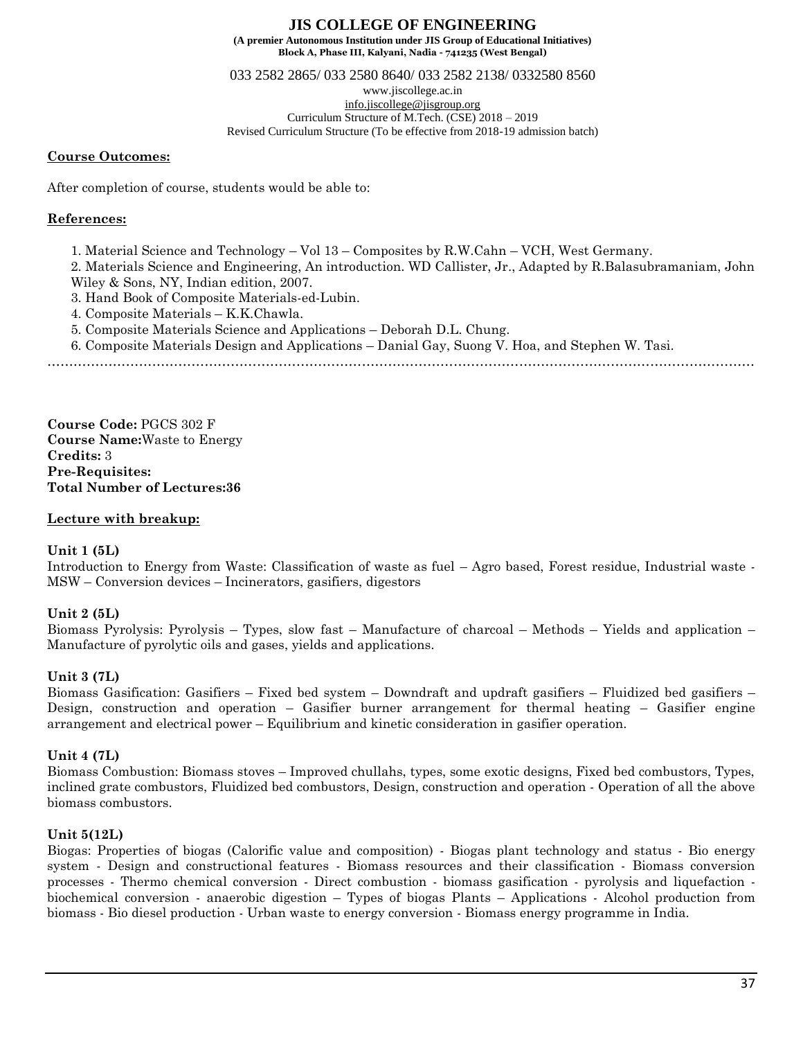**Course Outcomes:**

After completion of course, students would be able to:

**References:**

1. Material Science and Technology – Vol 13 – Composites by R.W.Cahn – VCH, West Germany.
2. Materials Science and Engineering, An introduction. WD Callister, Jr., Adapted by R.Balasubramaniam, John Wiley & Sons, NY, Indian edition, 2007.
3. Hand Book of Composite Materials-ed-Lubin.
4. Composite Materials – K.K.Chawla.
5. Composite Materials Science and Applications – Deborah D.L. Chung.
6. Composite Materials Design and Applications – Danial Gay, Suong V. Hoa, and Stephen W. Tasi.

…………………………………………………………………………………………………………………………………………

**Course Code:** PGCS 302 F
**Course Name:**Waste to Energy
**Credits:** 3
**Pre-Requisites:**
**Total Number of Lectures:36**

**Lecture with breakup:**

**Unit 1 (5L)**

Introduction to Energy from Waste: Classification of waste as fuel – Agro based, Forest residue, Industrial waste - MSW – Conversion devices – Incinerators, gasifiers, digestors

**Unit 2 (5L)**

Biomass Pyrolysis: Pyrolysis – Types, slow fast – Manufacture of charcoal – Methods – Yields and application – Manufacture of pyrolytic oils and gases, yields and applications.

**Unit 3 (7L)**

Biomass Gasification: Gasifiers – Fixed bed system – Downdraft and updraft gasifiers – Fluidized bed gasifiers – Design, construction and operation – Gasifier burner arrangement for thermal heating – Gasifier engine arrangement and electrical power – Equilibrium and kinetic consideration in gasifier operation.

**Unit 4 (7L)**

Biomass Combustion: Biomass stoves – Improved chullahs, types, some exotic designs, Fixed bed combustors, Types, inclined grate combustors, Fluidized bed combustors, Design, construction and operation - Operation of all the above biomass combustors.

**Unit 5(12L)**

Biogas: Properties of biogas (Calorific value and composition) - Biogas plant technology and status - Bio energy system - Design and constructional features - Biomass resources and their classification - Biomass conversion processes - Thermo chemical conversion - Direct combustion - biomass gasification - pyrolysis and liquefaction - biochemical conversion - anaerobic digestion – Types of biogas Plants – Applications - Alcohol production from biomass - Bio diesel production - Urban waste to energy conversion - Biomass energy programme in India.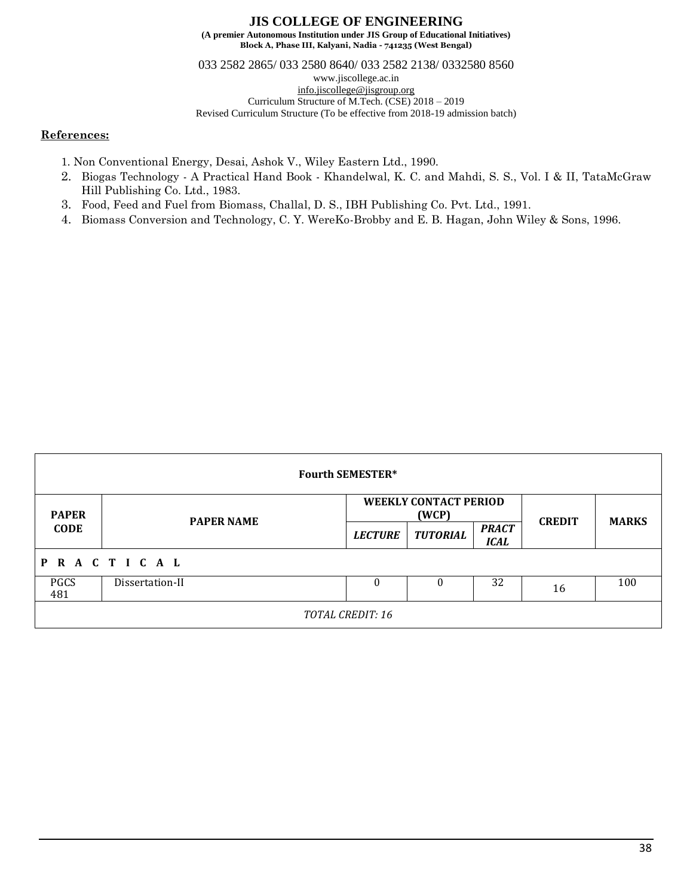**References:**

1. Non Conventional Energy, Desai, Ashok V., Wiley Eastern Ltd., 1990.
2. Biogas Technology - A Practical Hand Book - Khandelwal, K. C. and Mahdi, S. S., Vol. I & II, TataMcGraw Hill Publishing Co. Ltd., 1983.
3. Food, Feed and Fuel from Biomass, Challal, D. S., IBH Publishing Co. Pvt. Ltd., 1991.
4. Biomass Conversion and Technology, C. Y. WereKo-Brobby and E. B. Hagan, John Wiley & Sons, 1996.

| Fourth SEMESTER* | | | | | | |
|---|---|---|---|---|---|---|
| **PAPER CODE** | **PAPER NAME** | **WEEKLY CONTACT PERIOD (WCP)** | | | **CREDIT** | **MARKS** |
| | | ***LECTURE*** | ***TUTORIAL*** | ***PRACTICAL*** | | |
| **P R A C T I C A L** | | | | | | |
| PGCS 481 | Dissertation-II | 0 | 0 | 32 | 16 | 100 |
| *TOTAL CREDIT: 16* | | | | | | |